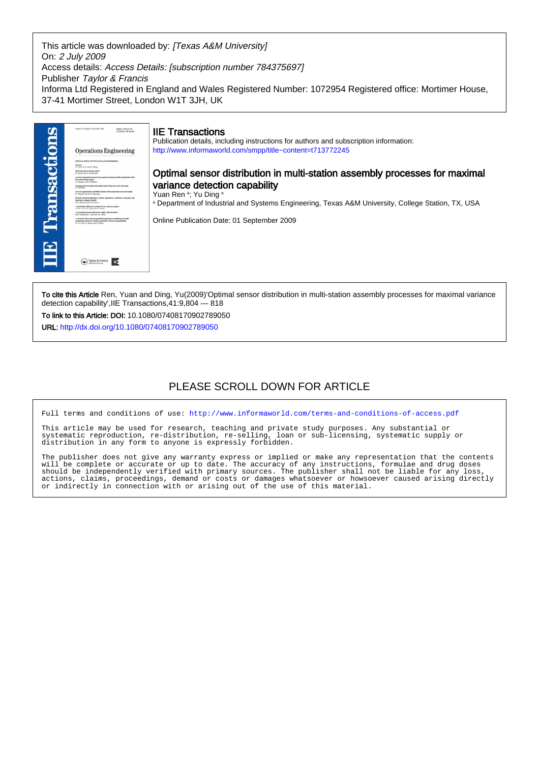This article was downloaded by: *[Texas A&M University]*
On: *2 July 2009*
Access details: *Access Details: [subscription number 784375697]*
Publisher *Taylor & Francis*
Informa Ltd Registered in England and Wales Registered Number: 1072954 Registered office: Mortimer House, 37-41 Mortimer Street, London W1T 3JH, UK

## IIE Transactions

Publication details, including instructions for authors and subscription information:
http://www.informaworld.com/smpp/title~content=t713772245

## Optimal sensor distribution in multi-station assembly processes for maximal variance detection capability

Yuan Ren [a]; Yu Ding [a]

[a] Department of Industrial and Systems Engineering, Texas A&M University, College Station, TX, USA

Online Publication Date: 01 September 2009

**To cite this Article** Ren, Yuan and Ding, Yu(2009)'Optimal sensor distribution in multi-station assembly processes for maximal variance detection capability',IIE Transactions,41:9,804 — 818

**To link to this Article: DOI:** 10.1080/07408170902789050

**URL:** http://dx.doi.org/10.1080/07408170902789050

PLEASE SCROLL DOWN FOR ARTICLE

Full terms and conditions of use: http://www.informaworld.com/terms-and-conditions-of-access.pdf

This article may be used for research, teaching and private study purposes. Any substantial or systematic reproduction, re-distribution, re-selling, loan or sub-licensing, systematic supply or distribution in any form to anyone is expressly forbidden.

The publisher does not give any warranty express or implied or make any representation that the contents will be complete or accurate or up to date. The accuracy of any instructions, formulae and drug doses should be independently verified with primary sources. The publisher shall not be liable for any loss, actions, claims, proceedings, demand or costs or damages whatsoever or howsoever caused arising directly or indirectly in connection with or arising out of the use of this material.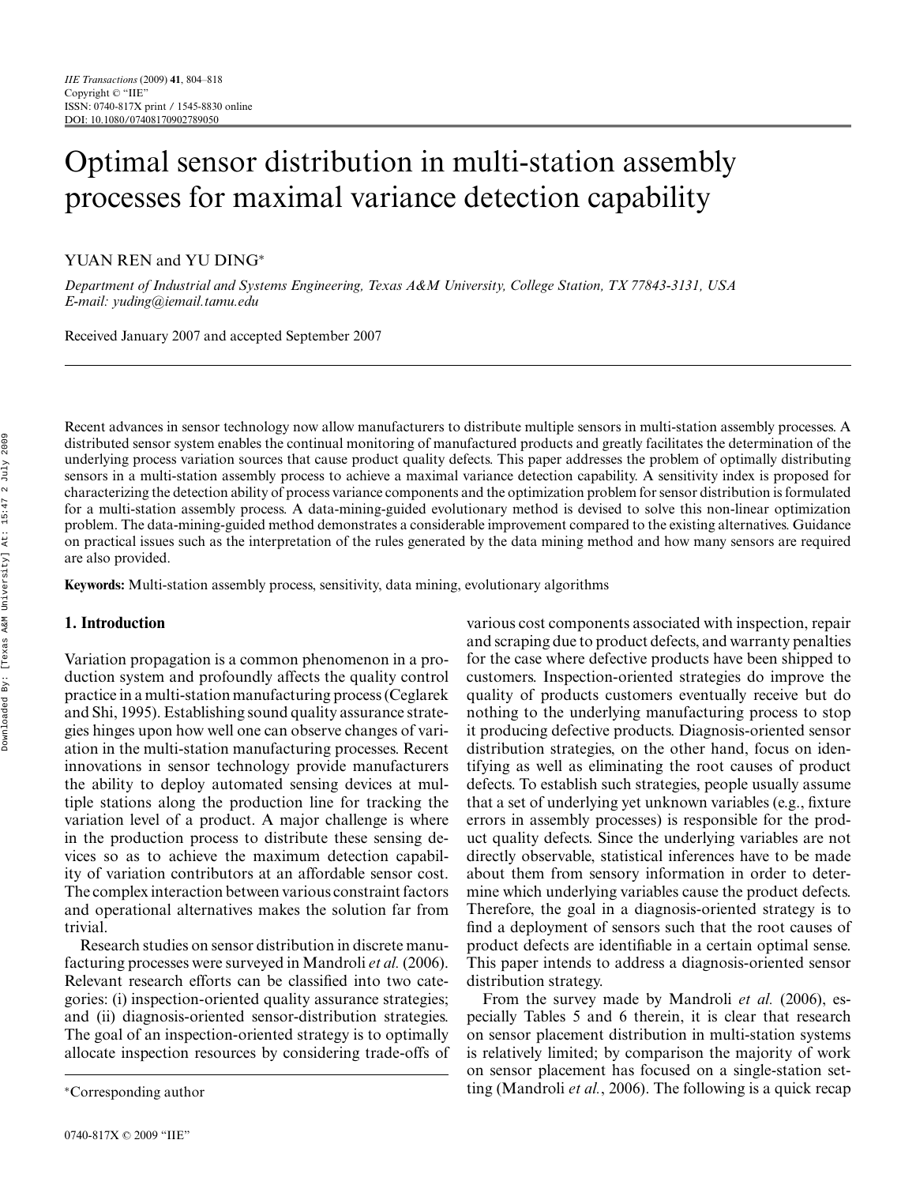# Optimal sensor distribution in multi-station assembly processes for maximal variance detection capability

YUAN REN and YU DING*

*Department of Industrial and Systems Engineering, Texas A&M University, College Station, TX 77843-3131, USA*
*E-mail: yuding@iemail.tamu.edu*

Received January 2007 and accepted September 2007

Recent advances in sensor technology now allow manufacturers to distribute multiple sensors in multi-station assembly processes. A distributed sensor system enables the continual monitoring of manufactured products and greatly facilitates the determination of the underlying process variation sources that cause product quality defects. This paper addresses the problem of optimally distributing sensors in a multi-station assembly process to achieve a maximal variance detection capability. A sensitivity index is proposed for characterizing the detection ability of process variance components and the optimization problem for sensor distribution is formulated for a multi-station assembly process. A data-mining-guided evolutionary method is devised to solve this non-linear optimization problem. The data-mining-guided method demonstrates a considerable improvement compared to the existing alternatives. Guidance on practical issues such as the interpretation of the rules generated by the data mining method and how many sensors are required are also provided.

**Keywords:** Multi-station assembly process, sensitivity, data mining, evolutionary algorithms

## 1. Introduction

Variation propagation is a common phenomenon in a production system and profoundly affects the quality control practice in a multi-station manufacturing process (Ceglarek and Shi, 1995). Establishing sound quality assurance strategies hinges upon how well one can observe changes of variation in the multi-station manufacturing processes. Recent innovations in sensor technology provide manufacturers the ability to deploy automated sensing devices at multiple stations along the production line for tracking the variation level of a product. A major challenge is where in the production process to distribute these sensing devices so as to achieve the maximum detection capability of variation contributors at an affordable sensor cost. The complex interaction between various constraint factors and operational alternatives makes the solution far from trivial.

Research studies on sensor distribution in discrete manufacturing processes were surveyed in Mandroli *et al.* (2006). Relevant research efforts can be classified into two categories: (i) inspection-oriented quality assurance strategies; and (ii) diagnosis-oriented sensor-distribution strategies. The goal of an inspection-oriented strategy is to optimally allocate inspection resources by considering trade-offs of various cost components associated with inspection, repair and scraping due to product defects, and warranty penalties for the case where defective products have been shipped to customers. Inspection-oriented strategies do improve the quality of products customers eventually receive but do nothing to the underlying manufacturing process to stop it producing defective products. Diagnosis-oriented sensor distribution strategies, on the other hand, focus on identifying as well as eliminating the root causes of product defects. To establish such strategies, people usually assume that a set of underlying yet unknown variables (e.g., fixture errors in assembly processes) is responsible for the product quality defects. Since the underlying variables are not directly observable, statistical inferences have to be made about them from sensory information in order to determine which underlying variables cause the product defects. Therefore, the goal in a diagnosis-oriented strategy is to find a deployment of sensors such that the root causes of product defects are identifiable in a certain optimal sense. This paper intends to address a diagnosis-oriented sensor distribution strategy.

From the survey made by Mandroli *et al.* (2006), especially Tables 5 and 6 therein, it is clear that research on sensor placement distribution in multi-station systems is relatively limited; by comparison the majority of work on sensor placement has focused on a single-station setting (Mandroli *et al.*, 2006). The following is a quick recap

*Corresponding author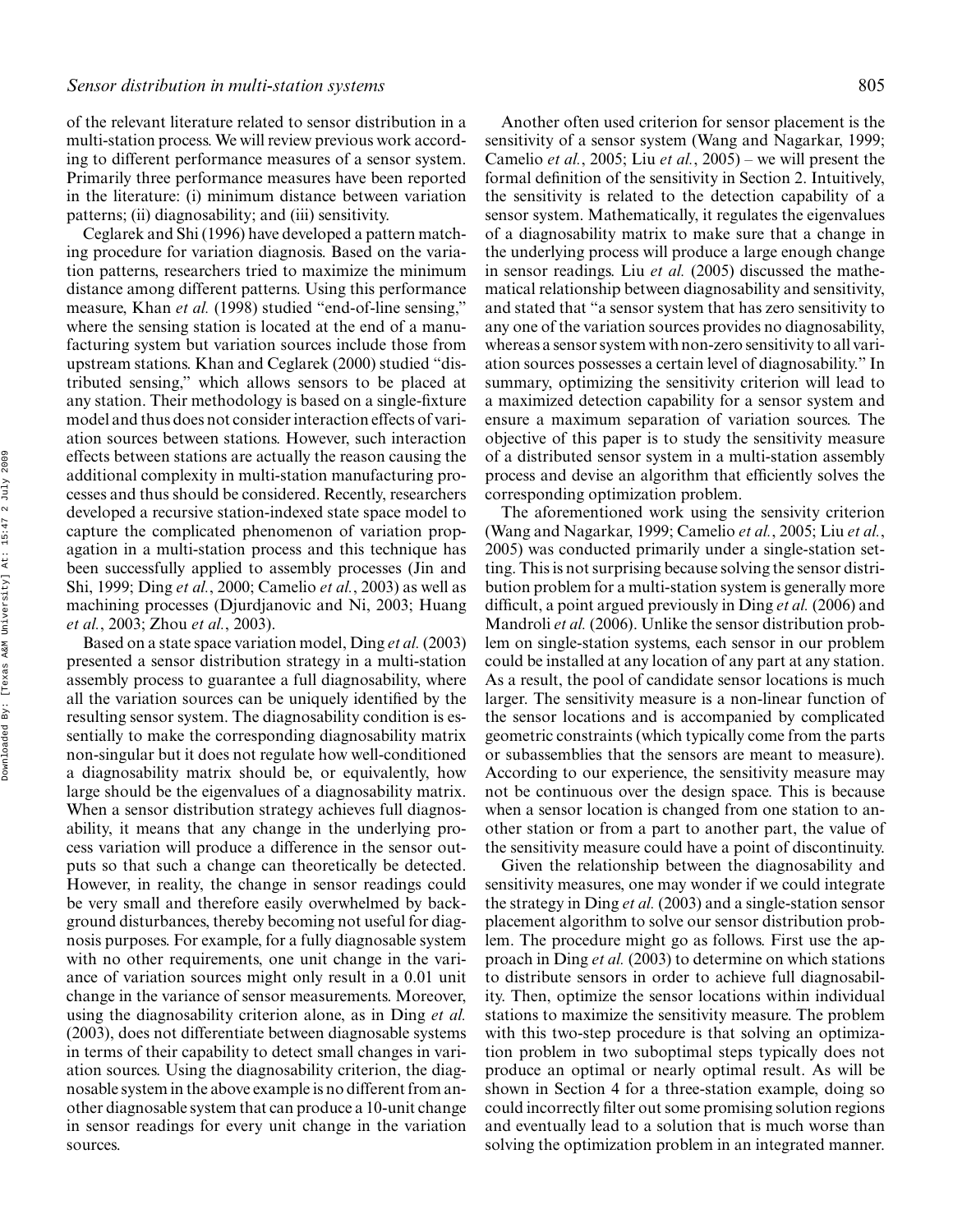of the relevant literature related to sensor distribution in a multi-station process. We will review previous work according to different performance measures of a sensor system. Primarily three performance measures have been reported in the literature: (i) minimum distance between variation patterns; (ii) diagnosability; and (iii) sensitivity.

Ceglarek and Shi (1996) have developed a pattern matching procedure for variation diagnosis. Based on the variation patterns, researchers tried to maximize the minimum distance among different patterns. Using this performance measure, Khan *et al.* (1998) studied "end-of-line sensing," where the sensing station is located at the end of a manufacturing system but variation sources include those from upstream stations. Khan and Ceglarek (2000) studied "distributed sensing," which allows sensors to be placed at any station. Their methodology is based on a single-fixture model and thus does not consider interaction effects of variation sources between stations. However, such interaction effects between stations are actually the reason causing the additional complexity in multi-station manufacturing processes and thus should be considered. Recently, researchers developed a recursive station-indexed state space model to capture the complicated phenomenon of variation propagation in a multi-station process and this technique has been successfully applied to assembly processes (Jin and Shi, 1999; Ding *et al.*, 2000; Camelio *et al.*, 2003) as well as machining processes (Djurdjanovic and Ni, 2003; Huang *et al.*, 2003; Zhou *et al.*, 2003).

Based on a state space variation model, Ding *et al.* (2003) presented a sensor distribution strategy in a multi-station assembly process to guarantee a full diagnosability, where all the variation sources can be uniquely identified by the resulting sensor system. The diagnosability condition is essentially to make the corresponding diagnosability matrix non-singular but it does not regulate how well-conditioned a diagnosability matrix should be, or equivalently, how large should be the eigenvalues of a diagnosability matrix. When a sensor distribution strategy achieves full diagnosability, it means that any change in the underlying process variation will produce a difference in the sensor outputs so that such a change can theoretically be detected. However, in reality, the change in sensor readings could be very small and therefore easily overwhelmed by background disturbances, thereby becoming not useful for diagnosis purposes. For example, for a fully diagnosable system with no other requirements, one unit change in the variance of variation sources might only result in a 0.01 unit change in the variance of sensor measurements. Moreover, using the diagnosability criterion alone, as in Ding *et al.* (2003), does not differentiate between diagnosable systems in terms of their capability to detect small changes in variation sources. Using the diagnosability criterion, the diagnosable system in the above example is no different from another diagnosable system that can produce a 10-unit change in sensor readings for every unit change in the variation sources.

Another often used criterion for sensor placement is the sensitivity of a sensor system (Wang and Nagarkar, 1999; Camelio *et al.*, 2005; Liu *et al.*, 2005) – we will present the formal definition of the sensitivity in Section 2. Intuitively, the sensitivity is related to the detection capability of a sensor system. Mathematically, it regulates the eigenvalues of a diagnosability matrix to make sure that a change in the underlying process will produce a large enough change in sensor readings. Liu *et al.* (2005) discussed the mathematical relationship between diagnosability and sensitivity, and stated that "a sensor system that has zero sensitivity to any one of the variation sources provides no diagnosability, whereas a sensor system with non-zero sensitivity to all variation sources possesses a certain level of diagnosability." In summary, optimizing the sensitivity criterion will lead to a maximized detection capability for a sensor system and ensure a maximum separation of variation sources. The objective of this paper is to study the sensitivity measure of a distributed sensor system in a multi-station assembly process and devise an algorithm that efficiently solves the corresponding optimization problem.

The aforementioned work using the sensivity criterion (Wang and Nagarkar, 1999; Camelio *et al.*, 2005; Liu *et al.*, 2005) was conducted primarily under a single-station setting. This is not surprising because solving the sensor distribution problem for a multi-station system is generally more difficult, a point argued previously in Ding *et al.* (2006) and Mandroli *et al.* (2006). Unlike the sensor distribution problem on single-station systems, each sensor in our problem could be installed at any location of any part at any station. As a result, the pool of candidate sensor locations is much larger. The sensitivity measure is a non-linear function of the sensor locations and is accompanied by complicated geometric constraints (which typically come from the parts or subassemblies that the sensors are meant to measure). According to our experience, the sensitivity measure may not be continuous over the design space. This is because when a sensor location is changed from one station to another station or from a part to another part, the value of the sensitivity measure could have a point of discontinuity.

Given the relationship between the diagnosability and sensitivity measures, one may wonder if we could integrate the strategy in Ding *et al.* (2003) and a single-station sensor placement algorithm to solve our sensor distribution problem. The procedure might go as follows. First use the approach in Ding *et al.* (2003) to determine on which stations to distribute sensors in order to achieve full diagnosability. Then, optimize the sensor locations within individual stations to maximize the sensitivity measure. The problem with this two-step procedure is that solving an optimization problem in two suboptimal steps typically does not produce an optimal or nearly optimal result. As will be shown in Section 4 for a three-station example, doing so could incorrectly filter out some promising solution regions and eventually lead to a solution that is much worse than solving the optimization problem in an integrated manner.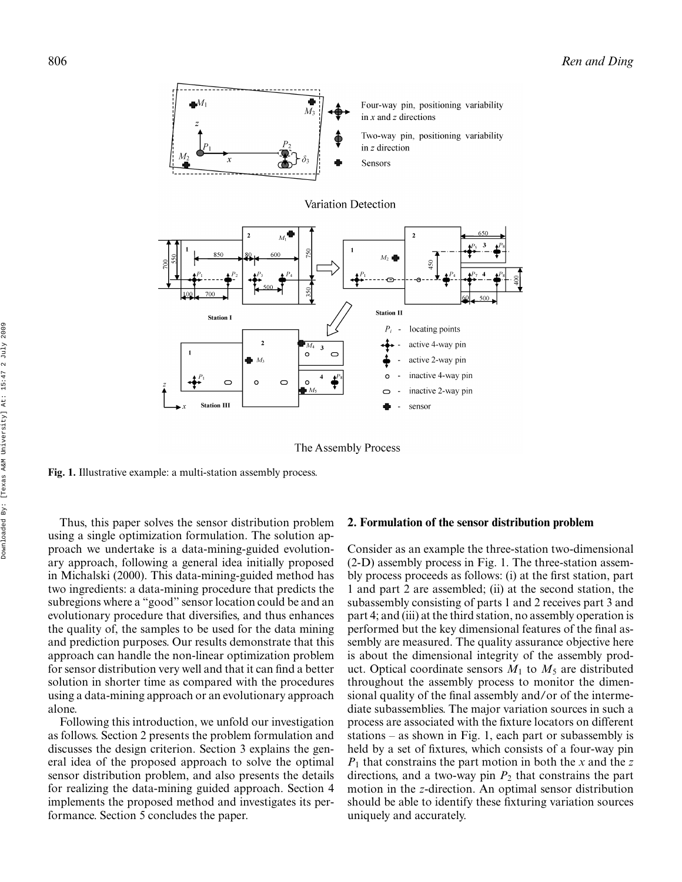Fig. 1. Illustrative example: a multi-station assembly process.

Thus, this paper solves the sensor distribution problem using a single optimization formulation. The solution approach we undertake is a data-mining-guided evolutionary approach, following a general idea initially proposed in Michalski (2000). This data-mining-guided method has two ingredients: a data-mining procedure that predicts the subregions where a "good" sensor location could be and an evolutionary procedure that diversifies, and thus enhances the quality of, the samples to be used for the data mining and prediction purposes. Our results demonstrate that this approach can handle the non-linear optimization problem for sensor distribution very well and that it can find a better solution in shorter time as compared with the procedures using a data-mining approach or an evolutionary approach alone.

Following this introduction, we unfold our investigation as follows. Section 2 presents the problem formulation and discusses the design criterion. Section 3 explains the general idea of the proposed approach to solve the optimal sensor distribution problem, and also presents the details for realizing the data-mining guided approach. Section 4 implements the proposed method and investigates its performance. Section 5 concludes the paper.

## 2. Formulation of the sensor distribution problem

Consider as an example the three-station two-dimensional (2-D) assembly process in Fig. 1. The three-station assembly process proceeds as follows: (i) at the first station, part 1 and part 2 are assembled; (ii) at the second station, the subassembly consisting of parts 1 and 2 receives part 3 and part 4; and (iii) at the third station, no assembly operation is performed but the key dimensional features of the final assembly are measured. The quality assurance objective here is about the dimensional integrity of the assembly product. Optical coordinate sensors $M_1$ to $M_5$ are distributed throughout the assembly process to monitor the dimensional quality of the final assembly and/or of the intermediate subassemblies. The major variation sources in such a process are associated with the fixture locators on different stations – as shown in Fig. 1, each part or subassembly is held by a set of fixtures, which consists of a four-way pin $P_1$ that constrains the part motion in both the $x$ and the $z$ directions, and a two-way pin $P_2$ that constrains the part motion in the $z$-direction. An optimal sensor distribution should be able to identify these fixturing variation sources uniquely and accurately.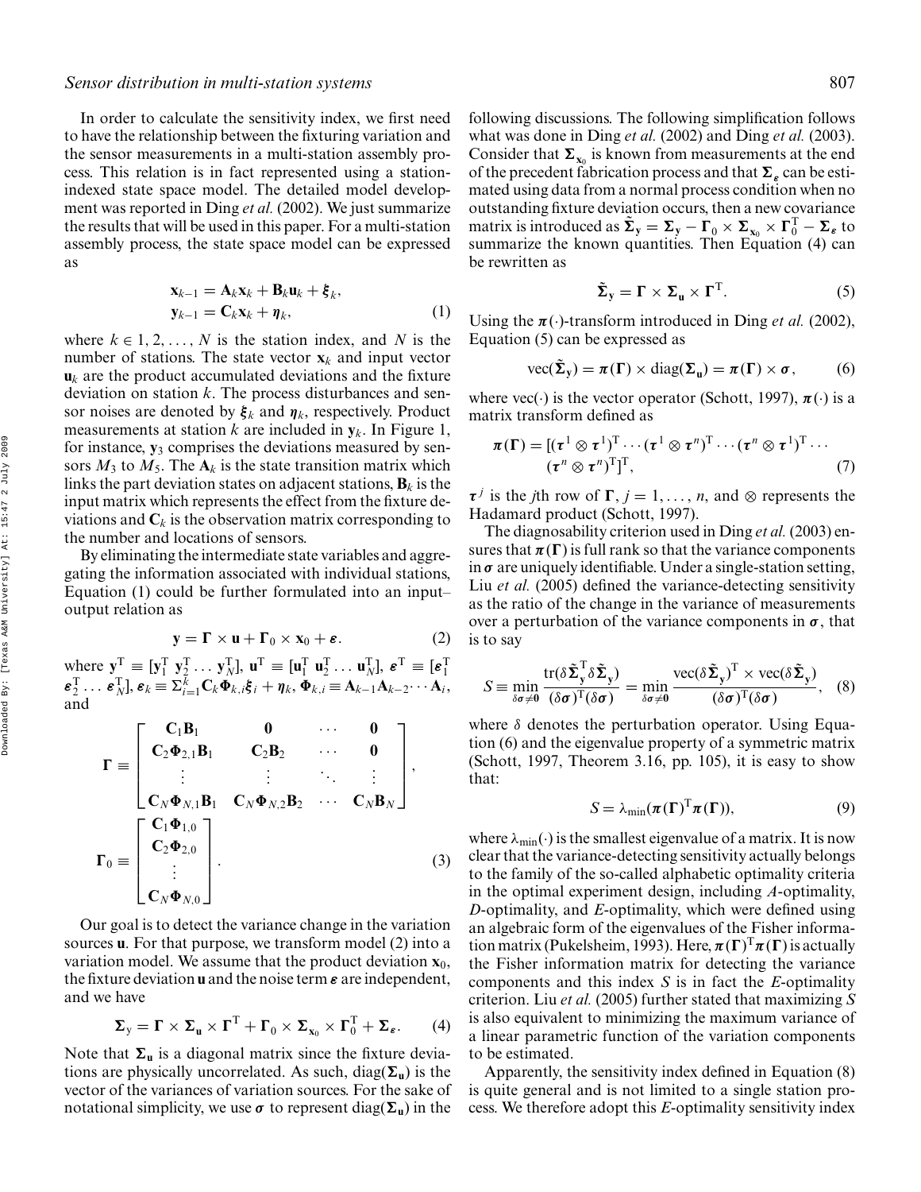In order to calculate the sensitivity index, we first need to have the relationship between the fixturing variation and the sensor measurements in a multi-station assembly process. This relation is in fact represented using a station-indexed state space model. The detailed model development was reported in Ding *et al.* (2002). We just summarize the results that will be used in this paper. For a multi-station assembly process, the state space model can be expressed as

$$\mathbf{x}_{k-1} = \mathbf{A}_k \mathbf{x}_k + \mathbf{B}_k \mathbf{u}_k + \boldsymbol{\xi}_k,$$
$$\mathbf{y}_{k-1} = \mathbf{C}_k \mathbf{x}_k + \boldsymbol{\eta}_k, \tag{1}$$

where $k \in 1, 2, \ldots, N$ is the station index, and $N$ is the number of stations. The state vector $\mathbf{x}_k$ and input vector $\mathbf{u}_k$ are the product accumulated deviations and the fixture deviation on station $k$. The process disturbances and sensor noises are denoted by $\boldsymbol{\xi}_k$ and $\boldsymbol{\eta}_k$, respectively. Product measurements at station $k$ are included in $\mathbf{y}_k$. In Figure 1, for instance, $\mathbf{y}_3$ comprises the deviations measured by sensors $M_3$ to $M_5$. The $\mathbf{A}_k$ is the state transition matrix which links the part deviation states on adjacent stations, $\mathbf{B}_k$ is the input matrix which represents the effect from the fixture deviations and $\mathbf{C}_k$ is the observation matrix corresponding to the number and locations of sensors.

By eliminating the intermediate state variables and aggregating the information associated with individual stations, Equation (1) could be further formulated into an input–output relation as

$$\mathbf{y} = \boldsymbol{\Gamma} \times \mathbf{u} + \boldsymbol{\Gamma}_0 \times \mathbf{x}_0 + \boldsymbol{\varepsilon}. \tag{2}$$

where $\mathbf{y}^{\mathrm{T}} \equiv [\mathbf{y}_1^{\mathrm{T}}\ \mathbf{y}_2^{\mathrm{T}} \ldots \mathbf{y}_N^{\mathrm{T}}]$, $\mathbf{u}^{\mathrm{T}} \equiv [\mathbf{u}_1^{\mathrm{T}}\ \mathbf{u}_2^{\mathrm{T}} \ldots \mathbf{u}_N^{\mathrm{T}}]$, $\boldsymbol{\varepsilon}^{\mathrm{T}} \equiv [\boldsymbol{\varepsilon}_1^{\mathrm{T}}\ \boldsymbol{\varepsilon}_2^{\mathrm{T}} \ldots \boldsymbol{\varepsilon}_N^{\mathrm{T}}]$, $\boldsymbol{\varepsilon}_k \equiv \Sigma_{i=1}^{k} \mathbf{C}_k \boldsymbol{\Phi}_{k,i} \boldsymbol{\xi}_i + \boldsymbol{\eta}_k$, $\boldsymbol{\Phi}_{k,i} \equiv \mathbf{A}_{k-1}\mathbf{A}_{k-2} \cdots \mathbf{A}_i$, and

$$\boldsymbol{\Gamma} \equiv \begin{bmatrix} \mathbf{C}_1\mathbf{B}_1 & \mathbf{0} & \cdots & \mathbf{0} \\ \mathbf{C}_2\boldsymbol{\Phi}_{2,1}\mathbf{B}_1 & \mathbf{C}_2\mathbf{B}_2 & \cdots & \mathbf{0} \\ \vdots & \vdots & \ddots & \vdots \\ \mathbf{C}_N\boldsymbol{\Phi}_{N,1}\mathbf{B}_1 & \mathbf{C}_N\boldsymbol{\Phi}_{N,2}\mathbf{B}_2 & \cdots & \mathbf{C}_N\mathbf{B}_N \end{bmatrix},$$
$$\boldsymbol{\Gamma}_0 \equiv \begin{bmatrix} \mathbf{C}_1\boldsymbol{\Phi}_{1,0} \\ \mathbf{C}_2\boldsymbol{\Phi}_{2,0} \\ \vdots \\ \mathbf{C}_N\boldsymbol{\Phi}_{N,0} \end{bmatrix}. \tag{3}$$

Our goal is to detect the variance change in the variation sources $\mathbf{u}$. For that purpose, we transform model (2) into a variation model. We assume that the product deviation $\mathbf{x}_0$, the fixture deviation $\mathbf{u}$ and the noise term $\boldsymbol{\varepsilon}$ are independent, and we have

$$\boldsymbol{\Sigma}_{\mathrm{y}} = \boldsymbol{\Gamma} \times \boldsymbol{\Sigma}_{\mathbf{u}} \times \boldsymbol{\Gamma}^{\mathrm{T}} + \boldsymbol{\Gamma}_0 \times \boldsymbol{\Sigma}_{\mathbf{x}_0} \times \boldsymbol{\Gamma}_0^{\mathrm{T}} + \boldsymbol{\Sigma}_{\boldsymbol{\varepsilon}}. \tag{4}$$

Note that $\boldsymbol{\Sigma}_{\mathbf{u}}$ is a diagonal matrix since the fixture deviations are physically uncorrelated. As such, $\mathrm{diag}(\boldsymbol{\Sigma}_{\mathbf{u}})$ is the vector of the variances of variation sources. For the sake of notational simplicity, we use $\boldsymbol{\sigma}$ to represent $\mathrm{diag}(\boldsymbol{\Sigma}_{\mathbf{u}})$ in the following discussions. The following simplification follows what was done in Ding *et al.* (2002) and Ding *et al.* (2003). Consider that $\boldsymbol{\Sigma}_{\mathbf{x}_0}$ is known from measurements at the end of the precedent fabrication process and that $\boldsymbol{\Sigma}_{\boldsymbol{\varepsilon}}$ can be estimated using data from a normal process condition when no outstanding fixture deviation occurs, then a new covariance matrix is introduced as $\tilde{\boldsymbol{\Sigma}}_{\mathbf{y}} = \boldsymbol{\Sigma}_{\mathbf{y}} - \boldsymbol{\Gamma}_0 \times \boldsymbol{\Sigma}_{\mathbf{x}_0} \times \boldsymbol{\Gamma}_0^{\mathrm{T}} - \boldsymbol{\Sigma}_{\boldsymbol{\varepsilon}}$ to summarize the known quantities. Then Equation (4) can be rewritten as

$$\tilde{\boldsymbol{\Sigma}}_{\mathbf{y}} = \boldsymbol{\Gamma} \times \boldsymbol{\Sigma}_{\mathbf{u}} \times \boldsymbol{\Gamma}^{\mathrm{T}}. \tag{5}$$

Using the $\boldsymbol{\pi}(\cdot)$-transform introduced in Ding *et al.* (2002), Equation (5) can be expressed as

$$\mathrm{vec}(\tilde{\boldsymbol{\Sigma}}_{\mathbf{y}}) = \boldsymbol{\pi}(\boldsymbol{\Gamma}) \times \mathrm{diag}(\boldsymbol{\Sigma}_{\mathbf{u}}) = \boldsymbol{\pi}(\boldsymbol{\Gamma}) \times \boldsymbol{\sigma}, \tag{6}$$

where $\mathrm{vec}(\cdot)$ is the vector operator (Schott, 1997), $\boldsymbol{\pi}(\cdot)$ is a matrix transform defined as

$$\boldsymbol{\pi}(\boldsymbol{\Gamma}) = [(\boldsymbol{\tau}^1 \otimes \boldsymbol{\tau}^1)^{\mathrm{T}} \cdots (\boldsymbol{\tau}^1 \otimes \boldsymbol{\tau}^n)^{\mathrm{T}} \cdots (\boldsymbol{\tau}^n \otimes \boldsymbol{\tau}^1)^{\mathrm{T}} \cdots (\boldsymbol{\tau}^n \otimes \boldsymbol{\tau}^n)^{\mathrm{T}}]^{\mathrm{T}}, \tag{7}$$

$\boldsymbol{\tau}^j$ is the $j$th row of $\boldsymbol{\Gamma}$, $j = 1, \ldots, n$, and $\otimes$ represents the Hadamard product (Schott, 1997).

The diagnosability criterion used in Ding *et al.* (2003) ensures that $\boldsymbol{\pi}(\boldsymbol{\Gamma})$ is full rank so that the variance components in $\boldsymbol{\sigma}$ are uniquely identifiable. Under a single-station setting, Liu *et al.* (2005) defined the variance-detecting sensitivity as the ratio of the change in the variance of measurements over a perturbation of the variance components in $\boldsymbol{\sigma}$, that is to say

$$S \equiv \min_{\delta\boldsymbol{\sigma} \neq \mathbf{0}} \frac{\mathrm{tr}(\delta\tilde{\boldsymbol{\Sigma}}_{\mathbf{y}}^{\mathrm{T}} \delta\tilde{\boldsymbol{\Sigma}}_{\mathbf{y}})}{(\delta\boldsymbol{\sigma})^{\mathrm{T}}(\delta\boldsymbol{\sigma})} = \min_{\delta\boldsymbol{\sigma} \neq \mathbf{0}} \frac{\mathrm{vec}(\delta\tilde{\boldsymbol{\Sigma}}_{\mathbf{y}})^{\mathrm{T}} \times \mathrm{vec}(\delta\tilde{\boldsymbol{\Sigma}}_{\mathbf{y}})}{(\delta\boldsymbol{\sigma})^{\mathrm{T}}(\delta\boldsymbol{\sigma})}, \tag{8}$$

where $\delta$ denotes the perturbation operator. Using Equation (6) and the eigenvalue property of a symmetric matrix (Schott, 1997, Theorem 3.16, pp. 105), it is easy to show that:

$$S = \lambda_{\min}(\boldsymbol{\pi}(\boldsymbol{\Gamma})^{\mathrm{T}} \boldsymbol{\pi}(\boldsymbol{\Gamma})), \tag{9}$$

where $\lambda_{\min}(\cdot)$ is the smallest eigenvalue of a matrix. It is now clear that the variance-detecting sensitivity actually belongs to the family of the so-called alphabetic optimality criteria in the optimal experiment design, including *A*-optimality, *D*-optimality, and *E*-optimality, which were defined using an algebraic form of the eigenvalues of the Fisher information matrix (Pukelsheim, 1993). Here, $\boldsymbol{\pi}(\boldsymbol{\Gamma})^{\mathrm{T}}\boldsymbol{\pi}(\boldsymbol{\Gamma})$ is actually the Fisher information matrix for detecting the variance components and this index $S$ is in fact the *E*-optimality criterion. Liu *et al.* (2005) further stated that maximizing $S$ is also equivalent to minimizing the maximum variance of a linear parametric function of the variation components to be estimated.

Apparently, the sensitivity index defined in Equation (8) is quite general and is not limited to a single station process. We therefore adopt this *E*-optimality sensitivity index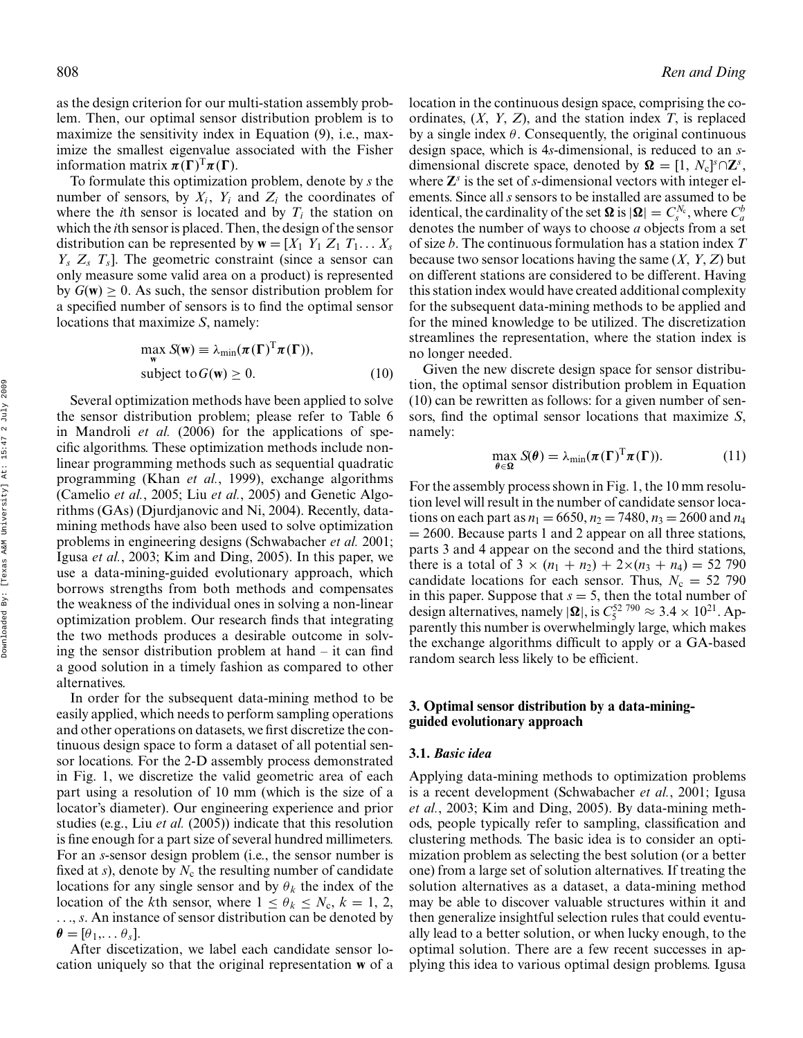as the design criterion for our multi-station assembly problem. Then, our optimal sensor distribution problem is to maximize the sensitivity index in Equation (9), i.e., maximize the smallest eigenvalue associated with the Fisher information matrix $\boldsymbol{\pi}(\boldsymbol{\Gamma})^{\mathrm{T}}\boldsymbol{\pi}(\boldsymbol{\Gamma})$.

To formulate this optimization problem, denote by $s$ the number of sensors, by $X_i$, $Y_i$ and $Z_i$ the coordinates of where the $i$th sensor is located and by $T_i$ the station on which the $i$th sensor is placed. Then, the design of the sensor distribution can be represented by $\mathbf{w} = [X_1\ Y_1\ Z_1\ T_1 \ldots X_s\ Y_s\ Z_s\ T_s]$. The geometric constraint (since a sensor can only measure some valid area on a product) is represented by $G(\mathbf{w}) \geq 0$. As such, the sensor distribution problem for a specified number of sensors is to find the optimal sensor locations that maximize $S$, namely:

$$\max_{\mathbf{w}} S(\mathbf{w}) \equiv \lambda_{\min}(\boldsymbol{\pi}(\boldsymbol{\Gamma})^{\mathrm{T}}\boldsymbol{\pi}(\boldsymbol{\Gamma})),$$
$$\text{subject to } G(\mathbf{w}) \geq 0. \tag{10}$$

Several optimization methods have been applied to solve the sensor distribution problem; please refer to Table 6 in Mandroli *et al.* (2006) for the applications of specific algorithms. These optimization methods include nonlinear programming methods such as sequential quadratic programming (Khan *et al.*, 1999), exchange algorithms (Camelio *et al.*, 2005; Liu *et al.*, 2005) and Genetic Algorithms (GAs) (Djurdjanovic and Ni, 2004). Recently, data-mining methods have also been used to solve optimization problems in engineering designs (Schwabacher *et al.* 2001; Igusa *et al.*, 2003; Kim and Ding, 2005). In this paper, we use a data-mining-guided evolutionary approach, which borrows strengths from both methods and compensates the weakness of the individual ones in solving a non-linear optimization problem. Our research finds that integrating the two methods produces a desirable outcome in solving the sensor distribution problem at hand – it can find a good solution in a timely fashion as compared to other alternatives.

In order for the subsequent data-mining method to be easily applied, which needs to perform sampling operations and other operations on datasets, we first discretize the continuous design space to form a dataset of all potential sensor locations. For the 2-D assembly process demonstrated in Fig. 1, we discretize the valid geometric area of each part using a resolution of 10 mm (which is the size of a locator's diameter). Our engineering experience and prior studies (e.g., Liu *et al.* (2005)) indicate that this resolution is fine enough for a part size of several hundred millimeters. For an $s$-sensor design problem (i.e., the sensor number is fixed at $s$), denote by $N_c$ the resulting number of candidate locations for any single sensor and by $\theta_k$ the index of the location of the $k$th sensor, where $1 \leq \theta_k \leq N_c$, $k = 1, 2, \ldots, s$. An instance of sensor distribution can be denoted by $\boldsymbol{\theta} = [\theta_1, \ldots \theta_s]$.

After discetization, we label each candidate sensor location uniquely so that the original representation $\mathbf{w}$ of a location in the continuous design space, comprising the coordinates, $(X, Y, Z)$, and the station index $T$, is replaced by a single index $\theta$. Consequently, the original continuous design space, which is $4s$-dimensional, is reduced to an $s$-dimensional discrete space, denoted by $\boldsymbol{\Omega} = [1, N_c]^s \cap \mathbf{Z}^s$, where $\mathbf{Z}^s$ is the set of $s$-dimensional vectors with integer elements. Since all $s$ sensors to be installed are assumed to be identical, the cardinality of the set $\boldsymbol{\Omega}$ is $|\boldsymbol{\Omega}| = C_s^{N_c}$, where $C_a^b$ denotes the number of ways to choose $a$ objects from a set of size $b$. The continuous formulation has a station index $T$ because two sensor locations having the same $(X, Y, Z)$ but on different stations are considered to be different. Having this station index would have created additional complexity for the subsequent data-mining methods to be applied and for the mined knowledge to be utilized. The discretization streamlines the representation, where the station index is no longer needed.

Given the new discrete design space for sensor distribution, the optimal sensor distribution problem in Equation (10) can be rewritten as follows: for a given number of sensors, find the optimal sensor locations that maximize $S$, namely:

$$\max_{\boldsymbol{\theta} \in \boldsymbol{\Omega}} S(\boldsymbol{\theta}) = \lambda_{\min}(\boldsymbol{\pi}(\boldsymbol{\Gamma})^{\mathrm{T}}\boldsymbol{\pi}(\boldsymbol{\Gamma})). \tag{11}$$

For the assembly process shown in Fig. 1, the 10 mm resolution level will result in the number of candidate sensor locations on each part as $n_1 = 6650$, $n_2 = 7480$, $n_3 = 2600$ and $n_4 = 2600$. Because parts 1 and 2 appear on all three stations, parts 3 and 4 appear on the second and the third stations, there is a total of $3 \times (n_1 + n_2) + 2 \times (n_3 + n_4) = 52\ 790$ candidate locations for each sensor. Thus, $N_c = 52\ 790$ in this paper. Suppose that $s = 5$, then the total number of design alternatives, namely $|\boldsymbol{\Omega}|$, is $C_5^{52\ 790} \approx 3.4 \times 10^{21}$. Apparently this number is overwhelmingly large, which makes the exchange algorithms difficult to apply or a GA-based random search less likely to be efficient.

## 3. Optimal sensor distribution by a data-mining-guided evolutionary approach

### 3.1. *Basic idea*

Applying data-mining methods to optimization problems is a recent development (Schwabacher *et al.*, 2001; Igusa *et al.*, 2003; Kim and Ding, 2005). By data-mining methods, people typically refer to sampling, classification and clustering methods. The basic idea is to consider an optimization problem as selecting the best solution (or a better one) from a large set of solution alternatives. If treating the solution alternatives as a dataset, a data-mining method may be able to discover valuable structures within it and then generalize insightful selection rules that could eventually lead to a better solution, or when lucky enough, to the optimal solution. There are a few recent successes in applying this idea to various optimal design problems. Igusa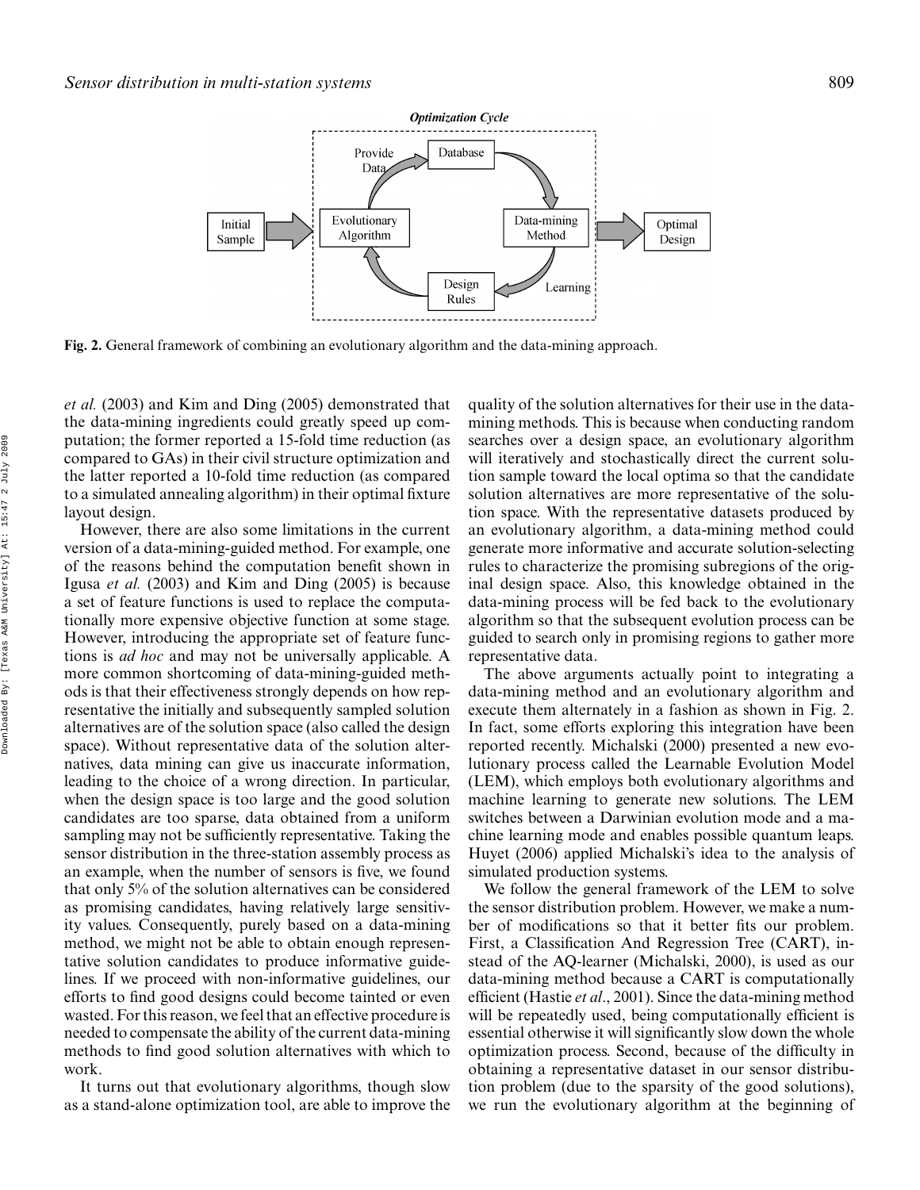Optimization Cycle

Provide Data

Database

Initial Sample

Evolutionary Algorithm

Data-mining Method

Optimal Design

Design Rules

Learning

**Fig. 2.** General framework of combining an evolutionary algorithm and the data-mining approach.

*et al.* (2003) and Kim and Ding (2005) demonstrated that the data-mining ingredients could greatly speed up computation; the former reported a 15-fold time reduction (as compared to GAs) in their civil structure optimization and the latter reported a 10-fold time reduction (as compared to a simulated annealing algorithm) in their optimal fixture layout design.

However, there are also some limitations in the current version of a data-mining-guided method. For example, one of the reasons behind the computation benefit shown in Igusa *et al.* (2003) and Kim and Ding (2005) is because a set of feature functions is used to replace the computationally more expensive objective function at some stage. However, introducing the appropriate set of feature functions is *ad hoc* and may not be universally applicable. A more common shortcoming of data-mining-guided methods is that their effectiveness strongly depends on how representative the initially and subsequently sampled solution alternatives are of the solution space (also called the design space). Without representative data of the solution alternatives, data mining can give us inaccurate information, leading to the choice of a wrong direction. In particular, when the design space is too large and the good solution candidates are too sparse, data obtained from a uniform sampling may not be sufficiently representative. Taking the sensor distribution in the three-station assembly process as an example, when the number of sensors is five, we found that only 5% of the solution alternatives can be considered as promising candidates, having relatively large sensitivity values. Consequently, purely based on a data-mining method, we might not be able to obtain enough representative solution candidates to produce informative guidelines. If we proceed with non-informative guidelines, our efforts to find good designs could become tainted or even wasted. For this reason, we feel that an effective procedure is needed to compensate the ability of the current data-mining methods to find good solution alternatives with which to work.

It turns out that evolutionary algorithms, though slow as a stand-alone optimization tool, are able to improve the quality of the solution alternatives for their use in the data-mining methods. This is because when conducting random searches over a design space, an evolutionary algorithm will iteratively and stochastically direct the current solution sample toward the local optima so that the candidate solution alternatives are more representative of the solution space. With the representative datasets produced by an evolutionary algorithm, a data-mining method could generate more informative and accurate solution-selecting rules to characterize the promising subregions of the original design space. Also, this knowledge obtained in the data-mining process will be fed back to the evolutionary algorithm so that the subsequent evolution process can be guided to search only in promising regions to gather more representative data.

The above arguments actually point to integrating a data-mining method and an evolutionary algorithm and execute them alternately in a fashion as shown in Fig. 2. In fact, some efforts exploring this integration have been reported recently. Michalski (2000) presented a new evolutionary process called the Learnable Evolution Model (LEM), which employs both evolutionary algorithms and machine learning to generate new solutions. The LEM switches between a Darwinian evolution mode and a machine learning mode and enables possible quantum leaps. Huyet (2006) applied Michalski's idea to the analysis of simulated production systems.

We follow the general framework of the LEM to solve the sensor distribution problem. However, we make a number of modifications so that it better fits our problem. First, a Classification And Regression Tree (CART), instead of the AQ-learner (Michalski, 2000), is used as our data-mining method because a CART is computationally efficient (Hastie *et al*., 2001). Since the data-mining method will be repeatedly used, being computationally efficient is essential otherwise it will significantly slow down the whole optimization process. Second, because of the difficulty in obtaining a representative dataset in our sensor distribution problem (due to the sparsity of the good solutions), we run the evolutionary algorithm at the beginning of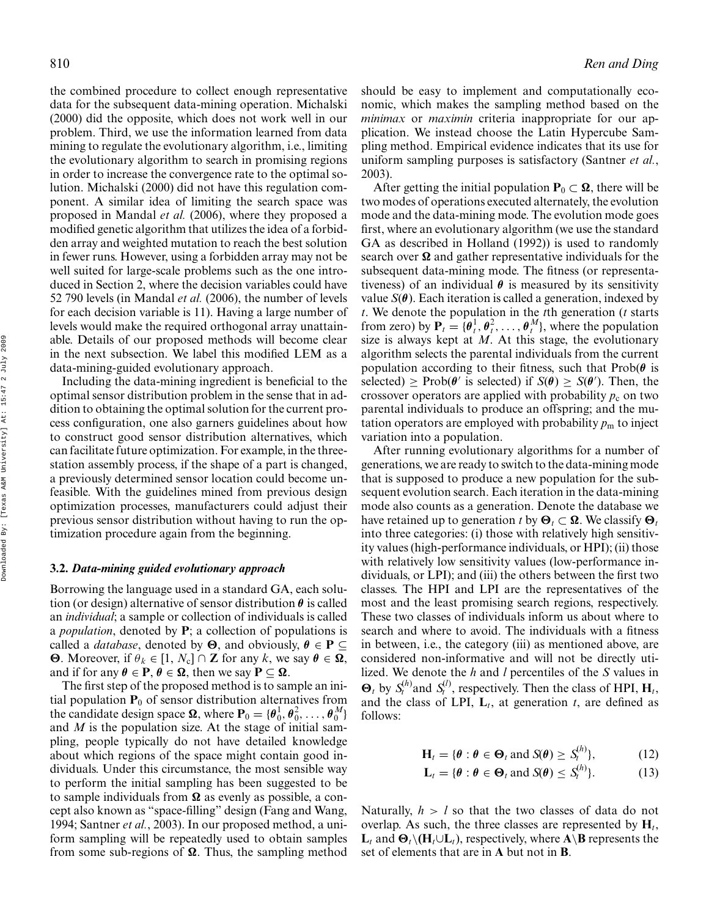the combined procedure to collect enough representative data for the subsequent data-mining operation. Michalski (2000) did the opposite, which does not work well in our problem. Third, we use the information learned from data mining to regulate the evolutionary algorithm, i.e., limiting the evolutionary algorithm to search in promising regions in order to increase the convergence rate to the optimal solution. Michalski (2000) did not have this regulation component. A similar idea of limiting the search space was proposed in Mandal *et al.* (2006), where they proposed a modified genetic algorithm that utilizes the idea of a forbidden array and weighted mutation to reach the best solution in fewer runs. However, using a forbidden array may not be well suited for large-scale problems such as the one introduced in Section 2, where the decision variables could have 52 790 levels (in Mandal *et al.* (2006), the number of levels for each decision variable is 11). Having a large number of levels would make the required orthogonal array unattainable. Details of our proposed methods will become clear in the next subsection. We label this modified LEM as a data-mining-guided evolutionary approach.

Including the data-mining ingredient is beneficial to the optimal sensor distribution problem in the sense that in addition to obtaining the optimal solution for the current process configuration, one also garners guidelines about how to construct good sensor distribution alternatives, which can facilitate future optimization. For example, in the three-station assembly process, if the shape of a part is changed, a previously determined sensor location could become unfeasible. With the guidelines mined from previous design optimization processes, manufacturers could adjust their previous sensor distribution without having to run the optimization procedure again from the beginning.

### 3.2. *Data-mining guided evolutionary approach*

Borrowing the language used in a standard GA, each solution (or design) alternative of sensor distribution $\boldsymbol{\theta}$ is called an *individual*; a sample or collection of individuals is called a *population*, denoted by $\mathbf{P}$; a collection of populations is called a *database*, denoted by $\boldsymbol{\Theta}$, and obviously, $\boldsymbol{\theta} \in \mathbf{P} \subseteq \boldsymbol{\Theta}$. Moreover, if $\theta_k \in [1, N_c] \cap \mathbf{Z}$ for any $k$, we say $\boldsymbol{\theta} \in \boldsymbol{\Omega}$, and if for any $\boldsymbol{\theta} \in \mathbf{P}$, $\boldsymbol{\theta} \in \boldsymbol{\Omega}$, then we say $\mathbf{P} \subseteq \boldsymbol{\Omega}$.

The first step of the proposed method is to sample an initial population $\mathbf{P}_0$ of sensor distribution alternatives from the candidate design space $\boldsymbol{\Omega}$, where $\mathbf{P}_0 = \{\boldsymbol{\theta}_0^1, \boldsymbol{\theta}_0^2, \ldots, \boldsymbol{\theta}_0^M\}$ and $M$ is the population size. At the stage of initial sampling, people typically do not have detailed knowledge about which regions of the space might contain good individuals. Under this circumstance, the most sensible way to perform the initial sampling has been suggested to be to sample individuals from $\boldsymbol{\Omega}$ as evenly as possible, a concept also known as "space-filling" design (Fang and Wang, 1994; Santner *et al.*, 2003). In our proposed method, a uniform sampling will be repeatedly used to obtain samples from some sub-regions of $\boldsymbol{\Omega}$. Thus, the sampling method should be easy to implement and computationally economic, which makes the sampling method based on the *minimax* or *maximin* criteria inappropriate for our application. We instead choose the Latin Hypercube Sampling method. Empirical evidence indicates that its use for uniform sampling purposes is satisfactory (Santner *et al.*, 2003).

After getting the initial population $\mathbf{P}_0 \subset \boldsymbol{\Omega}$, there will be two modes of operations executed alternately, the evolution mode and the data-mining mode. The evolution mode goes first, where an evolutionary algorithm (we use the standard GA as described in Holland (1992)) is used to randomly search over $\boldsymbol{\Omega}$ and gather representative individuals for the subsequent data-mining mode. The fitness (or representativeness) of an individual $\boldsymbol{\theta}$ is measured by its sensitivity value $S(\boldsymbol{\theta})$. Each iteration is called a generation, indexed by $t$. We denote the population in the $t$th generation ($t$ starts from zero) by $\mathbf{P}_t = \{\boldsymbol{\theta}_t^1, \boldsymbol{\theta}_t^2, \ldots, \boldsymbol{\theta}_t^M\}$, where the population size is always kept at $M$. At this stage, the evolutionary algorithm selects the parental individuals from the current population according to their fitness, such that Prob($\boldsymbol{\theta}$ is selected) $\geq$ Prob($\boldsymbol{\theta}'$ is selected) if $S(\boldsymbol{\theta}) \geq S(\boldsymbol{\theta}')$. Then, the crossover operators are applied with probability $p_c$ on two parental individuals to produce an offspring; and the mutation operators are employed with probability $p_m$ to inject variation into a population.

After running evolutionary algorithms for a number of generations, we are ready to switch to the data-mining mode that is supposed to produce a new population for the subsequent evolution search. Each iteration in the data-mining mode also counts as a generation. Denote the database we have retained up to generation $t$ by $\boldsymbol{\Theta}_t \subset \boldsymbol{\Omega}$. We classify $\boldsymbol{\Theta}_t$ into three categories: (i) those with relatively high sensitivity values (high-performance individuals, or HPI); (ii) those with relatively low sensitivity values (low-performance individuals, or LPI); and (iii) the others between the first two classes. The HPI and LPI are the representatives of the most and the least promising search regions, respectively. These two classes of individuals inform us about where to search and where to avoid. The individuals with a fitness in between, i.e., the category (iii) as mentioned above, are considered non-informative and will not be directly utilized. We denote the $h$ and $l$ percentiles of the $S$ values in $\boldsymbol{\Theta}_t$ by $S_t^{(h)}$ and $S_t^{(l)}$, respectively. Then the class of HPI, $\mathbf{H}_t$, and the class of LPI, $\mathbf{L}_t$, at generation $t$, are defined as follows:

$$\mathbf{H}_t = \{\boldsymbol{\theta} : \boldsymbol{\theta} \in \boldsymbol{\Theta}_t \text{ and } S(\boldsymbol{\theta}) \geq S_t^{(h)}\}, \tag{12}$$

$$\mathbf{L}_t = \{\boldsymbol{\theta} : \boldsymbol{\theta} \in \boldsymbol{\Theta}_t \text{ and } S(\boldsymbol{\theta}) \leq S_t^{(h)}\}. \tag{13}$$

Naturally, $h > l$ so that the two classes of data do not overlap. As such, the three classes are represented by $\mathbf{H}_t$, $\mathbf{L}_t$ and $\boldsymbol{\Theta}_t \backslash (\mathbf{H}_t \cup \mathbf{L}_t)$, respectively, where $\mathbf{A} \backslash \mathbf{B}$ represents the set of elements that are in $\mathbf{A}$ but not in $\mathbf{B}$.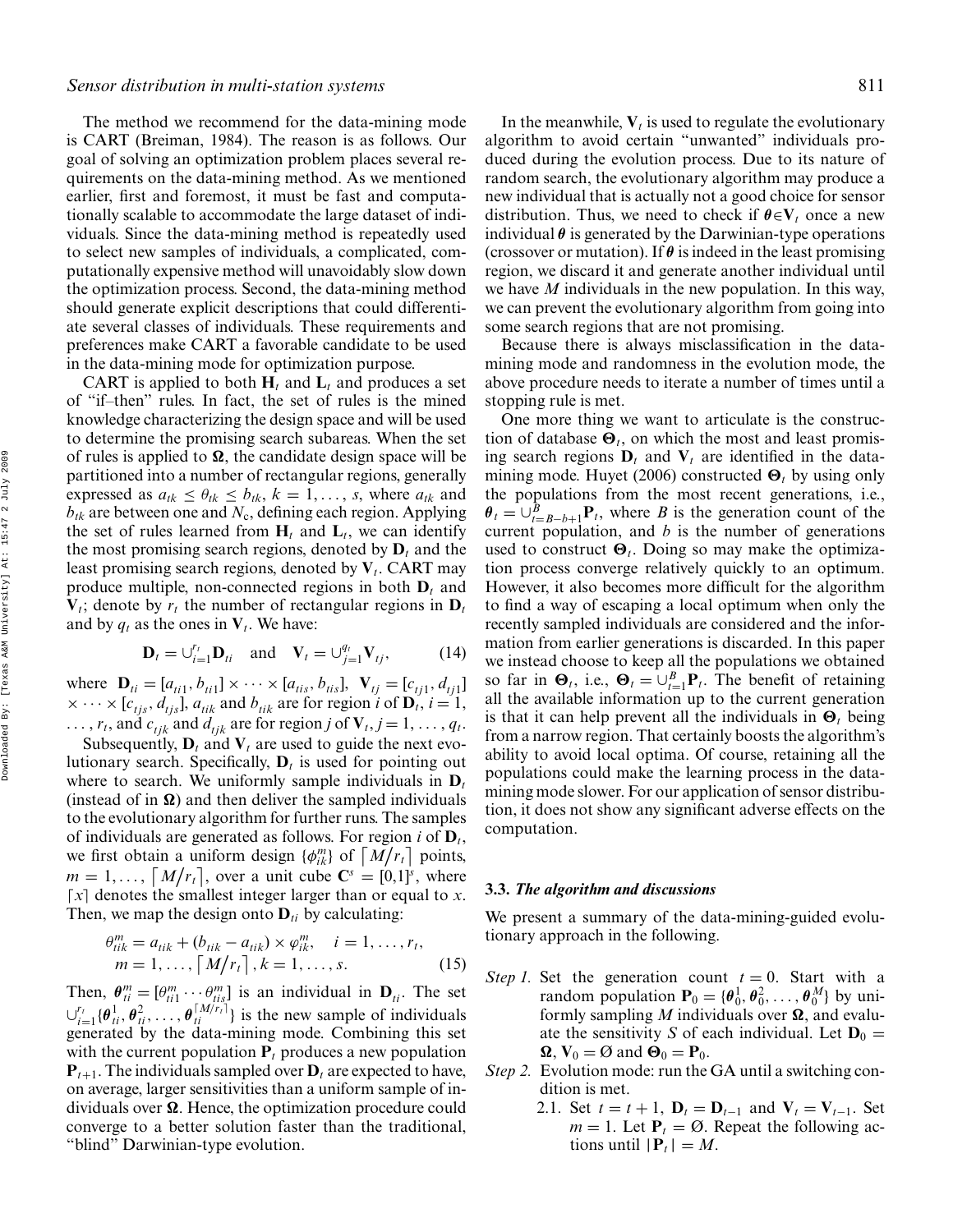The method we recommend for the data-mining mode is CART (Breiman, 1984). The reason is as follows. Our goal of solving an optimization problem places several requirements on the data-mining method. As we mentioned earlier, first and foremost, it must be fast and computationally scalable to accommodate the large dataset of individuals. Since the data-mining method is repeatedly used to select new samples of individuals, a complicated, computationally expensive method will unavoidably slow down the optimization process. Second, the data-mining method should generate explicit descriptions that could differentiate several classes of individuals. These requirements and preferences make CART a favorable candidate to be used in the data-mining mode for optimization purpose.

CART is applied to both $\mathbf{H}_t$ and $\mathbf{L}_t$ and produces a set of "if–then" rules. In fact, the set of rules is the mined knowledge characterizing the design space and will be used to determine the promising search subareas. When the set of rules is applied to $\mathbf{\Omega}$, the candidate design space will be partitioned into a number of rectangular regions, generally expressed as $a_{tk} \leq \theta_{tk} \leq b_{tk}$, $k = 1, \ldots, s$, where $a_{tk}$ and $b_{tk}$ are between one and $N_c$, defining each region. Applying the set of rules learned from $\mathbf{H}_t$ and $\mathbf{L}_t$, we can identify the most promising search regions, denoted by $\mathbf{D}_t$ and the least promising search regions, denoted by $\mathbf{V}_t$. CART may produce multiple, non-connected regions in both $\mathbf{D}_t$ and $\mathbf{V}_t$; denote by $r_t$ the number of rectangular regions in $\mathbf{D}_t$ and by $q_t$ as the ones in $\mathbf{V}_t$. We have:

$$\mathbf{D}_t = \cup_{i=1}^{r_t} \mathbf{D}_{ti} \quad \text{and} \quad \mathbf{V}_t = \cup_{j=1}^{q_t} \mathbf{V}_{tj}, \tag{14}$$

where $\mathbf{D}_{ti} = [a_{ti1}, b_{ti1}] \times \cdots \times [a_{tis}, b_{tis}]$, $\mathbf{V}_{tj} = [c_{tj1}, d_{tj1}] \times \cdots \times [c_{tjs}, d_{tjs}]$, $a_{tik}$ and $b_{tik}$ are for region $i$ of $\mathbf{D}_t$, $i = 1, \ldots, r_t$, and $c_{tjk}$ and $d_{tjk}$ are for region $j$ of $\mathbf{V}_t$, $j = 1, \ldots, q_t$.

Subsequently, $\mathbf{D}_t$ and $\mathbf{V}_t$ are used to guide the next evolutionary search. Specifically, $\mathbf{D}_t$ is used for pointing out where to search. We uniformly sample individuals in $\mathbf{D}_t$ (instead of in $\mathbf{\Omega}$) and then deliver the sampled individuals to the evolutionary algorithm for further runs. The samples of individuals are generated as follows. For region $i$ of $\mathbf{D}_t$, we first obtain a uniform design $\{\phi_{ik}^m\}$ of $\lceil M/r_t \rceil$ points, $m = 1, \ldots, \lceil M/r_t \rceil$, over a unit cube $\mathbf{C}^s = [0,1]^s$, where $\lceil x \rceil$ denotes the smallest integer larger than or equal to $x$. Then, we map the design onto $\mathbf{D}_{ti}$ by calculating:

$$\begin{aligned} \theta_{tik}^m &= a_{tik} + (b_{tik} - a_{tik}) \times \varphi_{ik}^m, \quad i = 1, \ldots, r_t, \\ m &= 1, \ldots, \lceil M/r_t \rceil, k = 1, \ldots, s. \end{aligned} \tag{15}$$

Then, $\boldsymbol{\theta}_{ti}^m = [\theta_{ti1}^m \cdots \theta_{tis}^m]$ is an individual in $\mathbf{D}_{ti}$. The set $\cup_{i=1}^{r_t} \{\boldsymbol{\theta}_{ti}^1, \boldsymbol{\theta}_{ti}^2, \ldots, \boldsymbol{\theta}_{ti}^{\lceil M/r_t \rceil}\}$ is the new sample of individuals generated by the data-mining mode. Combining this set with the current population $\mathbf{P}_t$ produces a new population $\mathbf{P}_{t+1}$. The individuals sampled over $\mathbf{D}_t$ are expected to have, on average, larger sensitivities than a uniform sample of individuals over $\mathbf{\Omega}$. Hence, the optimization procedure could converge to a better solution faster than the traditional, "blind" Darwinian-type evolution.

In the meanwhile, $\mathbf{V}_t$ is used to regulate the evolutionary algorithm to avoid certain "unwanted" individuals produced during the evolution process. Due to its nature of random search, the evolutionary algorithm may produce a new individual that is actually not a good choice for sensor distribution. Thus, we need to check if $\boldsymbol{\theta} \in \mathbf{V}_t$ once a new individual $\boldsymbol{\theta}$ is generated by the Darwinian-type operations (crossover or mutation). If $\boldsymbol{\theta}$ is indeed in the least promising region, we discard it and generate another individual until we have $M$ individuals in the new population. In this way, we can prevent the evolutionary algorithm from going into some search regions that are not promising.

Because there is always misclassification in the data-mining mode and randomness in the evolution mode, the above procedure needs to iterate a number of times until a stopping rule is met.

One more thing we want to articulate is the construction of database $\mathbf{\Theta}_t$, on which the most and least promising search regions $\mathbf{D}_t$ and $\mathbf{V}_t$ are identified in the data-mining mode. Huyet (2006) constructed $\mathbf{\Theta}_t$ by using only the populations from the most recent generations, i.e., $\boldsymbol{\theta}_t = \cup_{t=B-b+1}^{B} \mathbf{P}_t$, where $B$ is the generation count of the current population, and $b$ is the number of generations used to construct $\mathbf{\Theta}_t$. Doing so may make the optimization process converge relatively quickly to an optimum. However, it also becomes more difficult for the algorithm to find a way of escaping a local optimum when only the recently sampled individuals are considered and the information from earlier generations is discarded. In this paper we instead choose to keep all the populations we obtained so far in $\mathbf{\Theta}_t$, i.e., $\mathbf{\Theta}_t = \cup_{t=1}^{B} \mathbf{P}_t$. The benefit of retaining all the available information up to the current generation is that it can help prevent all the individuals in $\mathbf{\Theta}_t$ being from a narrow region. That certainly boosts the algorithm's ability to avoid local optima. Of course, retaining all the populations could make the learning process in the data-mining mode slower. For our application of sensor distribution, it does not show any significant adverse effects on the computation.

### 3.3. *The algorithm and discussions*

We present a summary of the data-mining-guided evolutionary approach in the following.

*Step 1.* Set the generation count $t = 0$. Start with a random population $\mathbf{P}_0 = \{\boldsymbol{\theta}_0^1, \boldsymbol{\theta}_0^2, \ldots, \boldsymbol{\theta}_0^M\}$ by uniformly sampling $M$ individuals over $\mathbf{\Omega}$, and evaluate the sensitivity $S$ of each individual. Let $\mathbf{D}_0 = \mathbf{\Omega}$, $\mathbf{V}_0 = \varnothing$ and $\mathbf{\Theta}_0 = \mathbf{P}_0$.

*Step 2.* Evolution mode: run the GA until a switching condition is met.

2.1. Set $t = t + 1$, $\mathbf{D}_t = \mathbf{D}_{t-1}$ and $\mathbf{V}_t = \mathbf{V}_{t-1}$. Set $m = 1$. Let $\mathbf{P}_t = \varnothing$. Repeat the following actions until $|\mathbf{P}_t| = M$.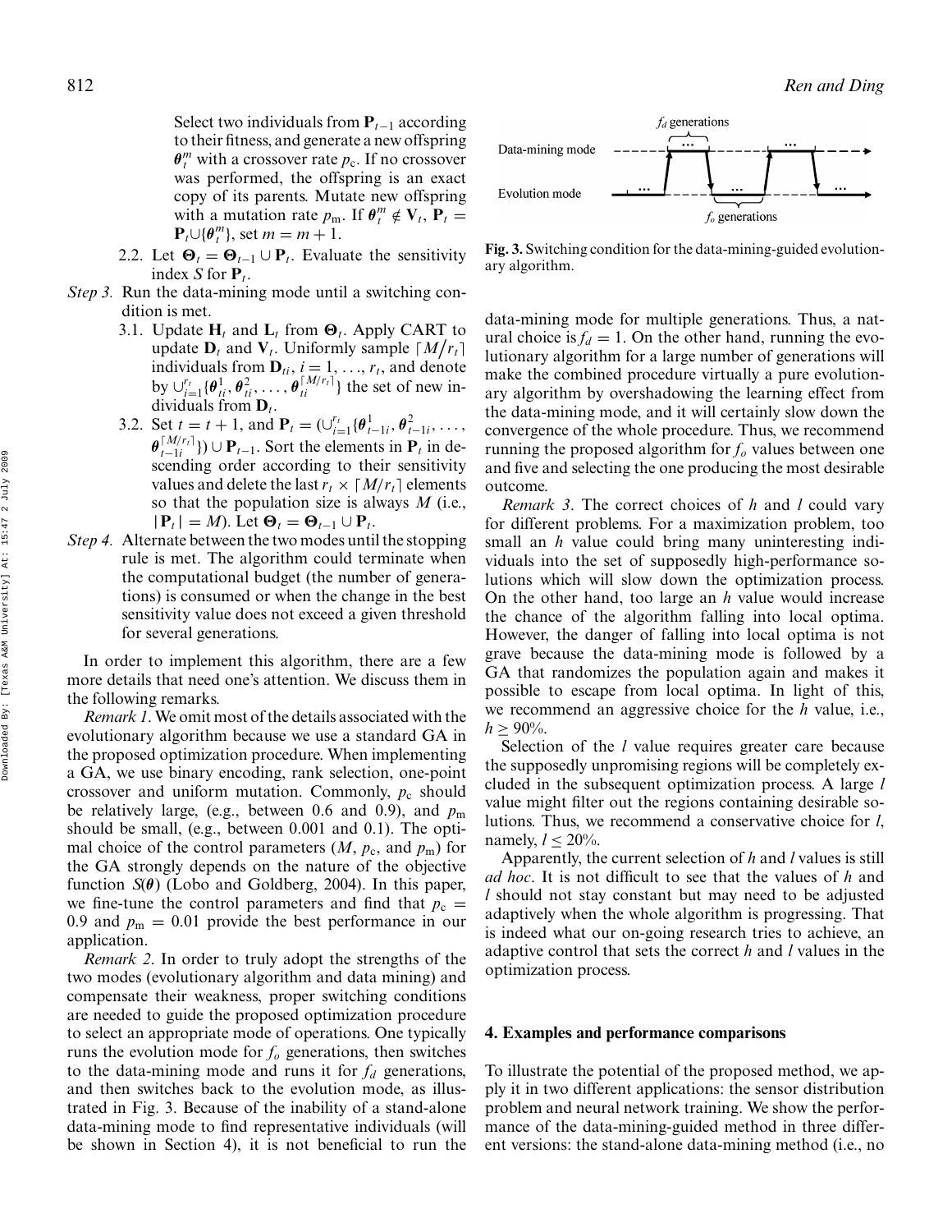Select two individuals from $\mathbf{P}_{t-1}$ according to their fitness, and generate a new offspring $\boldsymbol{\theta}_t^m$ with a crossover rate $p_c$. If no crossover was performed, the offspring is an exact copy of its parents. Mutate new offspring with a mutation rate $p_m$. If $\boldsymbol{\theta}_t^m \notin \mathbf{V}_t$, $\mathbf{P}_t = \mathbf{P}_t \cup \{\boldsymbol{\theta}_t^m\}$, set $m = m + 1$.

2.2. Let $\boldsymbol{\Theta}_t = \boldsymbol{\Theta}_{t-1} \cup \mathbf{P}_t$. Evaluate the sensitivity index $S$ for $\mathbf{P}_t$.

*Step 3.* Run the data-mining mode until a switching condition is met.

3.1. Update $\mathbf{H}_t$ and $\mathbf{L}_t$ from $\boldsymbol{\Theta}_t$. Apply CART to update $\mathbf{D}_t$ and $\mathbf{V}_t$. Uniformly sample $\lceil M/r_t \rceil$ individuals from $\mathbf{D}_{ti}$, $i = 1, \ldots, r_t$, and denote by $\cup_{i=1}^{r_t}\{\boldsymbol{\theta}_{ti}^1, \boldsymbol{\theta}_{ti}^2, \ldots, \boldsymbol{\theta}_{ti}^{\lceil M/r_t \rceil}\}$ the set of new individuals from $\mathbf{D}_t$.

3.2. Set $t = t + 1$, and $\mathbf{P}_t = (\cup_{i=1}^{r_t}\{\boldsymbol{\theta}_{t-1i}^1, \boldsymbol{\theta}_{t-1i}^2, \ldots, \boldsymbol{\theta}_{t-1i}^{\lceil M/r_t \rceil}\}) \cup \mathbf{P}_{t-1}$. Sort the elements in $\mathbf{P}_t$ in descending order according to their sensitivity values and delete the last $r_t \times \lceil M/r_t \rceil$ elements so that the population size is always $M$ (i.e., $|\mathbf{P}_t| = M$). Let $\boldsymbol{\Theta}_t = \boldsymbol{\Theta}_{t-1} \cup \mathbf{P}_t$.

*Step 4.* Alternate between the two modes until the stopping rule is met. The algorithm could terminate when the computational budget (the number of generations) is consumed or when the change in the best sensitivity value does not exceed a given threshold for several generations.

In order to implement this algorithm, there are a few more details that need one's attention. We discuss them in the following remarks.

*Remark 1.* We omit most of the details associated with the evolutionary algorithm because we use a standard GA in the proposed optimization procedure. When implementing a GA, we use binary encoding, rank selection, one-point crossover and uniform mutation. Commonly, $p_c$ should be relatively large, (e.g., between 0.6 and 0.9), and $p_m$ should be small, (e.g., between 0.001 and 0.1). The optimal choice of the control parameters ($M$, $p_c$, and $p_m$) for the GA strongly depends on the nature of the objective function $S(\boldsymbol{\theta})$ (Lobo and Goldberg, 2004). In this paper, we fine-tune the control parameters and find that $p_c = 0.9$ and $p_m = 0.01$ provide the best performance in our application.

*Remark 2.* In order to truly adopt the strengths of the two modes (evolutionary algorithm and data mining) and compensate their weakness, proper switching conditions are needed to guide the proposed optimization procedure to select an appropriate mode of operations. One typically runs the evolution mode for $f_o$ generations, then switches to the data-mining mode and runs it for $f_d$ generations, and then switches back to the evolution mode, as illustrated in Fig. 3. Because of the inability of a stand-alone data-mining mode to find representative individuals (will be shown in Section 4), it is not beneficial to run the data-mining mode for multiple generations. Thus, a natural choice is $f_d = 1$. On the other hand, running the evolutionary algorithm for a large number of generations will make the combined procedure virtually a pure evolutionary algorithm by overshadowing the learning effect from the data-mining mode, and it will certainly slow down the convergence of the whole procedure. Thus, we recommend running the proposed algorithm for $f_o$ values between one and five and selecting the one producing the most desirable outcome.

**Fig. 3.** Switching condition for the data-mining-guided evolutionary algorithm.

*Remark 3.* The correct choices of $h$ and $l$ could vary for different problems. For a maximization problem, too small an $h$ value could bring many uninteresting individuals into the set of supposedly high-performance solutions which will slow down the optimization process. On the other hand, too large an $h$ value would increase the chance of the algorithm falling into local optima. However, the danger of falling into local optima is not grave because the data-mining mode is followed by a GA that randomizes the population again and makes it possible to escape from local optima. In light of this, we recommend an aggressive choice for the $h$ value, i.e., $h \geq 90\%$.

Selection of the $l$ value requires greater care because the supposedly unpromising regions will be completely excluded in the subsequent optimization process. A large $l$ value might filter out the regions containing desirable solutions. Thus, we recommend a conservative choice for $l$, namely, $l \leq 20\%$.

Apparently, the current selection of $h$ and $l$ values is still *ad hoc*. It is not difficult to see that the values of $h$ and $l$ should not stay constant but may need to be adjusted adaptively when the whole algorithm is progressing. That is indeed what our on-going research tries to achieve, an adaptive control that sets the correct $h$ and $l$ values in the optimization process.

## 4. Examples and performance comparisons

To illustrate the potential of the proposed method, we apply it in two different applications: the sensor distribution problem and neural network training. We show the performance of the data-mining-guided method in three different versions: the stand-alone data-mining method (i.e., no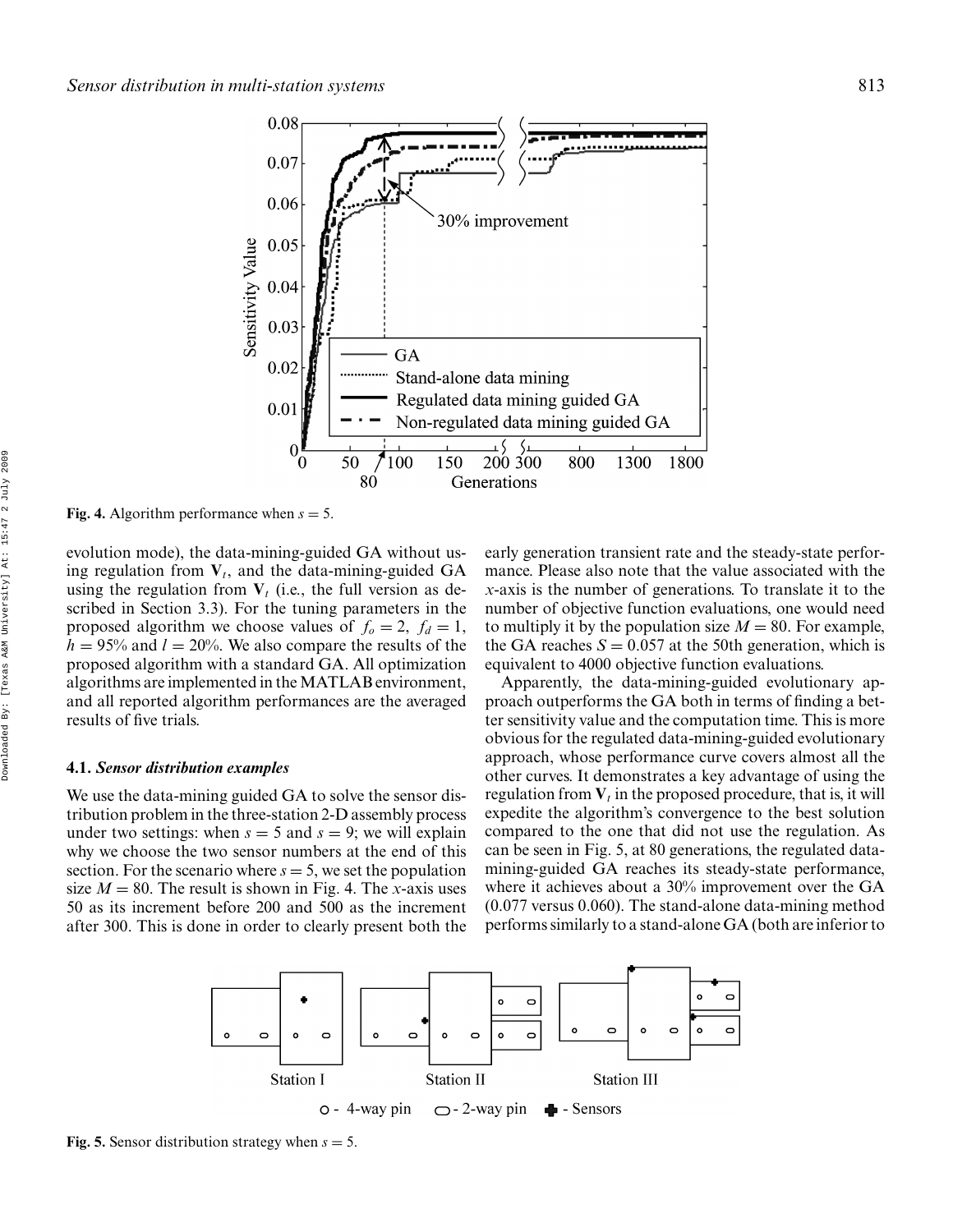Fig. 4. Algorithm performance when $s = 5$.

evolution mode), the data-mining-guided GA without using regulation from $\mathbf{V}_t$, and the data-mining-guided GA using the regulation from $\mathbf{V}_t$ (i.e., the full version as described in Section 3.3). For the tuning parameters in the proposed algorithm we choose values of $f_o = 2$, $f_d = 1$, $h = 95\%$ and $l = 20\%$. We also compare the results of the proposed algorithm with a standard GA. All optimization algorithms are implemented in the MATLAB environment, and all reported algorithm performances are the averaged results of five trials.

### 4.1. *Sensor distribution examples*

We use the data-mining guided GA to solve the sensor distribution problem in the three-station 2-D assembly process under two settings: when $s = 5$ and $s = 9$; we will explain why we choose the two sensor numbers at the end of this section. For the scenario where $s = 5$, we set the population size $M = 80$. The result is shown in Fig. 4. The $x$-axis uses 50 as its increment before 200 and 500 as the increment after 300. This is done in order to clearly present both the early generation transient rate and the steady-state performance. Please also note that the value associated with the $x$-axis is the number of generations. To translate it to the number of objective function evaluations, one would need to multiply it by the population size $M = 80$. For example, the GA reaches $S = 0.057$ at the 50th generation, which is equivalent to 4000 objective function evaluations.

Apparently, the data-mining-guided evolutionary approach outperforms the GA both in terms of finding a better sensitivity value and the computation time. This is more obvious for the regulated data-mining-guided evolutionary approach, whose performance curve covers almost all the other curves. It demonstrates a key advantage of using the regulation from $\mathbf{V}_t$ in the proposed procedure, that is, it will expedite the algorithm's convergence to the best solution compared to the one that did not use the regulation. As can be seen in Fig. 5, at 80 generations, the regulated data-mining-guided GA reaches its steady-state performance, where it achieves about a 30% improvement over the GA (0.077 versus 0.060). The stand-alone data-mining method performs similarly to a stand-alone GA (both are inferior to

Fig. 5. Sensor distribution strategy when $s = 5$.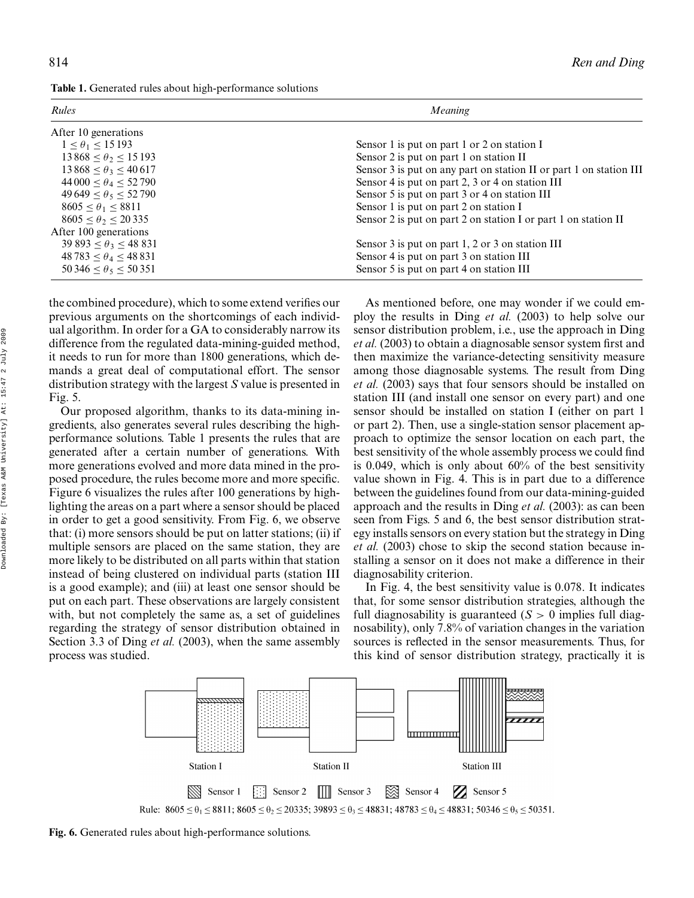**Table 1.** Generated rules about high-performance solutions

| *Rules* | *Meaning* |
|---|---|
| After 10 generations | |
| $1 \leq \theta_1 \leq 15\,193$ | Sensor 1 is put on part 1 or 2 on station I |
| $13\,868 \leq \theta_2 \leq 15\,193$ | Sensor 2 is put on part 1 on station II |
| $13\,868 \leq \theta_3 \leq 40\,617$ | Sensor 3 is put on any part on station II or part 1 on station III |
| $44\,000 \leq \theta_4 \leq 52\,790$ | Sensor 4 is put on part 2, 3 or 4 on station III |
| $49\,649 \leq \theta_5 \leq 52\,790$ | Sensor 5 is put on part 3 or 4 on station III |
| $8605 \leq \theta_1 \leq 8811$ | Sensor 1 is put on part 2 on station I |
| $8605 \leq \theta_2 \leq 20\,335$ | Sensor 2 is put on part 2 on station I or part 1 on station II |
| After 100 generations | |
| $39\,893 \leq \theta_3 \leq 48\,831$ | Sensor 3 is put on part 1, 2 or 3 on station III |
| $48\,783 \leq \theta_4 \leq 48\,831$ | Sensor 4 is put on part 3 on station III |
| $50\,346 \leq \theta_5 \leq 50\,351$ | Sensor 5 is put on part 4 on station III |

the combined procedure), which to some extend verifies our previous arguments on the shortcomings of each individual algorithm. In order for a GA to considerably narrow its difference from the regulated data-mining-guided method, it needs to run for more than 1800 generations, which demands a great deal of computational effort. The sensor distribution strategy with the largest $S$ value is presented in Fig. 5.

Our proposed algorithm, thanks to its data-mining ingredients, also generates several rules describing the high-performance solutions. Table 1 presents the rules that are generated after a certain number of generations. With more generations evolved and more data mined in the proposed procedure, the rules become more and more specific. Figure 6 visualizes the rules after 100 generations by highlighting the areas on a part where a sensor should be placed in order to get a good sensitivity. From Fig. 6, we observe that: (i) more sensors should be put on latter stations; (ii) if multiple sensors are placed on the same station, they are more likely to be distributed on all parts within that station instead of being clustered on individual parts (station III is a good example); and (iii) at least one sensor should be put on each part. These observations are largely consistent with, but not completely the same as, a set of guidelines regarding the strategy of sensor distribution obtained in Section 3.3 of Ding *et al.* (2003), when the same assembly process was studied.

As mentioned before, one may wonder if we could employ the results in Ding *et al.* (2003) to help solve our sensor distribution problem, i.e., use the approach in Ding *et al.* (2003) to obtain a diagnosable sensor system first and then maximize the variance-detecting sensitivity measure among those diagnosable systems. The result from Ding *et al.* (2003) says that four sensors should be installed on station III (and install one sensor on every part) and one sensor should be installed on station I (either on part 1 or part 2). Then, use a single-station sensor placement approach to optimize the sensor location on each part, the best sensitivity of the whole assembly process we could find is 0.049, which is only about 60% of the best sensitivity value shown in Fig. 4. This is in part due to a difference between the guidelines found from our data-mining-guided approach and the results in Ding *et al.* (2003): as can been seen from Figs. 5 and 6, the best sensor distribution strategy installs sensors on every station but the strategy in Ding *et al.* (2003) chose to skip the second station because installing a sensor on it does not make a difference in their diagnosability criterion.

In Fig. 4, the best sensitivity value is 0.078. It indicates that, for some sensor distribution strategies, although the full diagnosability is guaranteed ($S > 0$ implies full diagnosability), only 7.8% of variation changes in the variation sources is reflected in the sensor measurements. Thus, for this kind of sensor distribution strategy, practically it is

Station I Station II Station III

Sensor 1 Sensor 2 Sensor 3 Sensor 4 Sensor 5

Rule: $8605 \leq \theta_1 \leq 8811$; $8605 \leq \theta_2 \leq 20335$; $39893 \leq \theta_3 \leq 48831$; $48783 \leq \theta_4 \leq 48831$; $50346 \leq \theta_5 \leq 50351$.

**Fig. 6.** Generated rules about high-performance solutions.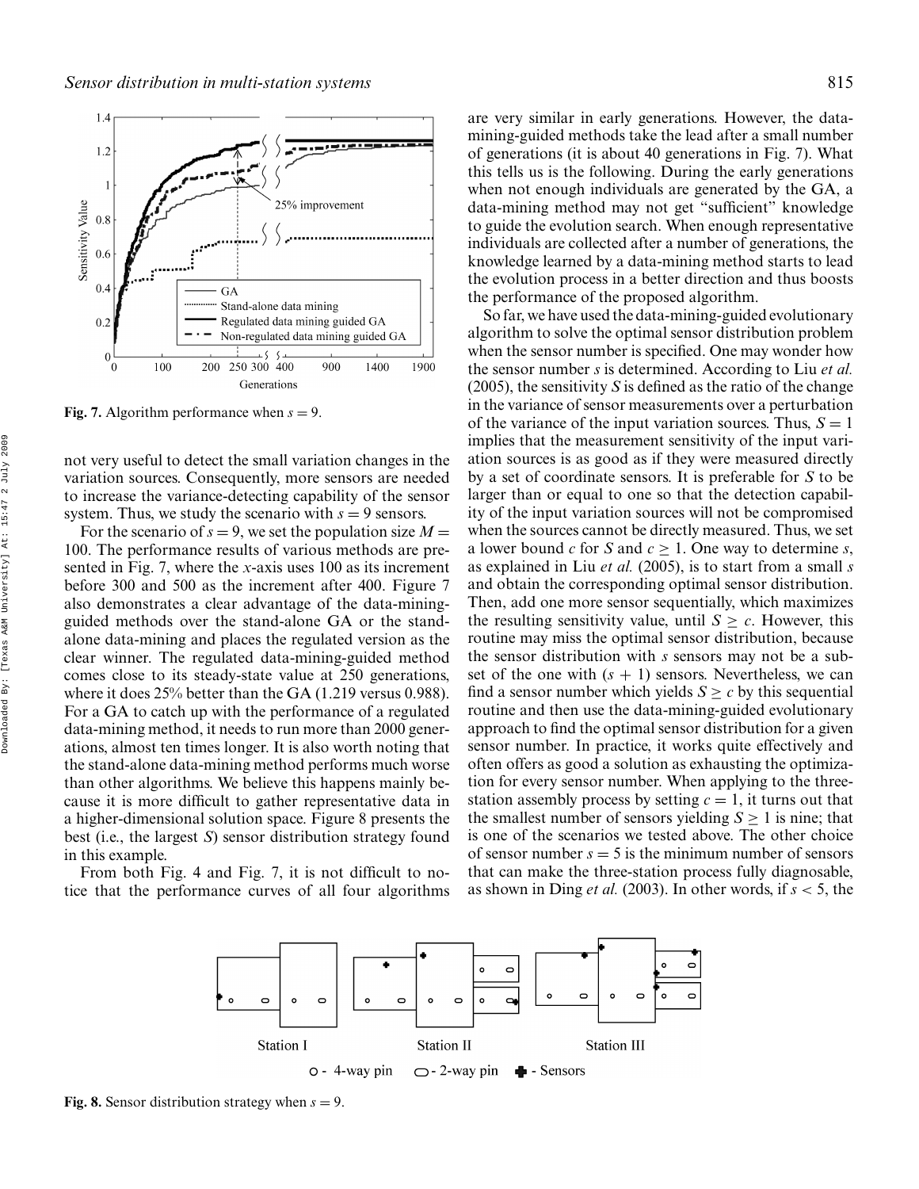**Fig. 7.** Algorithm performance when $s = 9$.

not very useful to detect the small variation changes in the variation sources. Consequently, more sensors are needed to increase the variance-detecting capability of the sensor system. Thus, we study the scenario with $s = 9$ sensors.

For the scenario of $s = 9$, we set the population size $M = 100$. The performance results of various methods are presented in Fig. 7, where the $x$-axis uses 100 as its increment before 300 and 500 as the increment after 400. Figure 7 also demonstrates a clear advantage of the data-mining-guided methods over the stand-alone GA or the stand-alone data-mining and places the regulated version as the clear winner. The regulated data-mining-guided method comes close to its steady-state value at 250 generations, where it does 25% better than the GA (1.219 versus 0.988). For a GA to catch up with the performance of a regulated data-mining method, it needs to run more than 2000 generations, almost ten times longer. It is also worth noting that the stand-alone data-mining method performs much worse than other algorithms. We believe this happens mainly because it is more difficult to gather representative data in a higher-dimensional solution space. Figure 8 presents the best (i.e., the largest $S$) sensor distribution strategy found in this example.

From both Fig. 4 and Fig. 7, it is not difficult to notice that the performance curves of all four algorithms are very similar in early generations. However, the data-mining-guided methods take the lead after a small number of generations (it is about 40 generations in Fig. 7). What this tells us is the following. During the early generations when not enough individuals are generated by the GA, a data-mining method may not get "sufficient" knowledge to guide the evolution search. When enough representative individuals are collected after a number of generations, the knowledge learned by a data-mining method starts to lead the evolution process in a better direction and thus boosts the performance of the proposed algorithm.

So far, we have used the data-mining-guided evolutionary algorithm to solve the optimal sensor distribution problem when the sensor number is specified. One may wonder how the sensor number $s$ is determined. According to Liu *et al.* (2005), the sensitivity $S$ is defined as the ratio of the change in the variance of sensor measurements over a perturbation of the variance of the input variation sources. Thus, $S = 1$ implies that the measurement sensitivity of the input variation sources is as good as if they were measured directly by a set of coordinate sensors. It is preferable for $S$ to be larger than or equal to one so that the detection capability of the input variation sources will not be compromised when the sources cannot be directly measured. Thus, we set a lower bound $c$ for $S$ and $c \geq 1$. One way to determine $s$, as explained in Liu *et al.* (2005), is to start from a small $s$ and obtain the corresponding optimal sensor distribution. Then, add one more sensor sequentially, which maximizes the resulting sensitivity value, until $S \geq c$. However, this routine may miss the optimal sensor distribution, because the sensor distribution with $s$ sensors may not be a subset of the one with $(s + 1)$ sensors. Nevertheless, we can find a sensor number which yields $S \geq c$ by this sequential routine and then use the data-mining-guided evolutionary approach to find the optimal sensor distribution for a given sensor number. In practice, it works quite effectively and often offers as good a solution as exhausting the optimization for every sensor number. When applying to the three-station assembly process by setting $c = 1$, it turns out that the smallest number of sensors yielding $S \geq 1$ is nine; that is one of the scenarios we tested above. The other choice of sensor number $s = 5$ is the minimum number of sensors that can make the three-station process fully diagnosable, as shown in Ding *et al.* (2003). In other words, if $s < 5$, the

**Fig. 8.** Sensor distribution strategy when $s = 9$.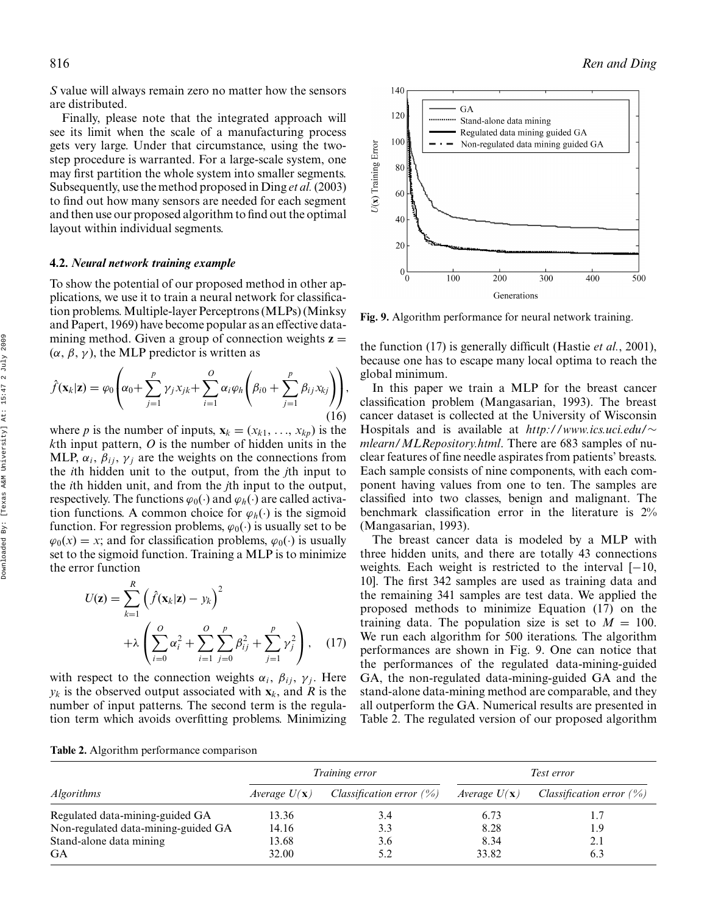*S* value will always remain zero no matter how the sensors are distributed.

Finally, please note that the integrated approach will see its limit when the scale of a manufacturing process gets very large. Under that circumstance, using the two-step procedure is warranted. For a large-scale system, one may first partition the whole system into smaller segments. Subsequently, use the method proposed in Ding *et al.* (2003) to find out how many sensors are needed for each segment and then use our proposed algorithm to find out the optimal layout within individual segments.

### 4.2. *Neural network training example*

To show the potential of our proposed method in other applications, we use it to train a neural network for classification problems. Multiple-layer Perceptrons (MLPs) (Minksy and Papert, 1969) have become popular as an effective data-mining method. Given a group of connection weights $\mathbf{z} = (\alpha, \beta, \gamma)$, the MLP predictor is written as

$$\hat{f}(\mathbf{x}_k|\mathbf{z}) = \varphi_0\left(\alpha_0 + \sum_{j=1}^{p}\gamma_j x_{jk} + \sum_{i=1}^{O}\alpha_i\varphi_h\left(\beta_{i0} + \sum_{j=1}^{p}\beta_{ij}x_{kj}\right)\right), \quad (16)$$

where $p$ is the number of inputs, $\mathbf{x}_k = (x_{k1}, \ldots, x_{kp})$ is the $k$th input pattern, $O$ is the number of hidden units in the MLP, $\alpha_i$, $\beta_{ij}$, $\gamma_j$ are the weights on the connections from the $i$th hidden unit to the output, from the $j$th input to the $i$th hidden unit, and from the $j$th input to the output, respectively. The functions $\varphi_0(\cdot)$ and $\varphi_h(\cdot)$ are called activation functions. A common choice for $\varphi_h(\cdot)$ is the sigmoid function. For regression problems, $\varphi_0(\cdot)$ is usually set to be $\varphi_0(x) = x$; and for classification problems, $\varphi_0(\cdot)$ is usually set to the sigmoid function. Training a MLP is to minimize the error function

$$U(\mathbf{z}) = \sum_{k=1}^{R}\left(\hat{f}(\mathbf{x}_k|\mathbf{z}) - y_k\right)^2 + \lambda\left(\sum_{i=0}^{O}\alpha_i^2 + \sum_{i=1}^{O}\sum_{j=0}^{p}\beta_{ij}^2 + \sum_{j=1}^{p}\gamma_j^2\right), \quad (17)$$

with respect to the connection weights $\alpha_i$, $\beta_{ij}$, $\gamma_j$. Here $y_k$ is the observed output associated with $\mathbf{x}_k$, and $R$ is the number of input patterns. The second term is the regulation term which avoids overfitting problems. Minimizing the function (17) is generally difficult (Hastie *et al.*, 2001), because one has to escape many local optima to reach the global minimum.

Fig. 9. Algorithm performance for neural network training.

In this paper we train a MLP for the breast cancer classification problem (Mangasarian, 1993). The breast cancer dataset is collected at the University of Wisconsin Hospitals and is available at *http://www.ics.uci.edu/~mlearn/MLRepository.html*. There are 683 samples of nuclear features of fine needle aspirates from patients' breasts. Each sample consists of nine components, with each component having values from one to ten. The samples are classified into two classes, benign and malignant. The benchmark classification error in the literature is 2% (Mangasarian, 1993).

The breast cancer data is modeled by a MLP with three hidden units, and there are totally 43 connections weights. Each weight is restricted to the interval [−10, 10]. The first 342 samples are used as training data and the remaining 341 samples are test data. We applied the proposed methods to minimize Equation (17) on the training data. The population size is set to $M = 100$. We run each algorithm for 500 iterations. The algorithm performances are shown in Fig. 9. One can notice that the performances of the regulated data-mining-guided GA, the non-regulated data-mining-guided GA and the stand-alone data-mining method are comparable, and they all outperform the GA. Numerical results are presented in Table 2. The regulated version of our proposed algorithm

**Table 2.** Algorithm performance comparison

| *Algorithms* | *Training error* | | *Test error* | |
|---|---|---|---|---|
| | *Average $U(\mathbf{x})$* | *Classification error (%)* | *Average $U(\mathbf{x})$* | *Classification error (%)* |
| Regulated data-mining-guided GA | 13.36 | 3.4 | 6.73 | 1.7 |
| Non-regulated data-mining-guided GA | 14.16 | 3.3 | 8.28 | 1.9 |
| Stand-alone data mining | 13.68 | 3.6 | 8.34 | 2.1 |
| GA | 32.00 | 5.2 | 33.82 | 6.3 |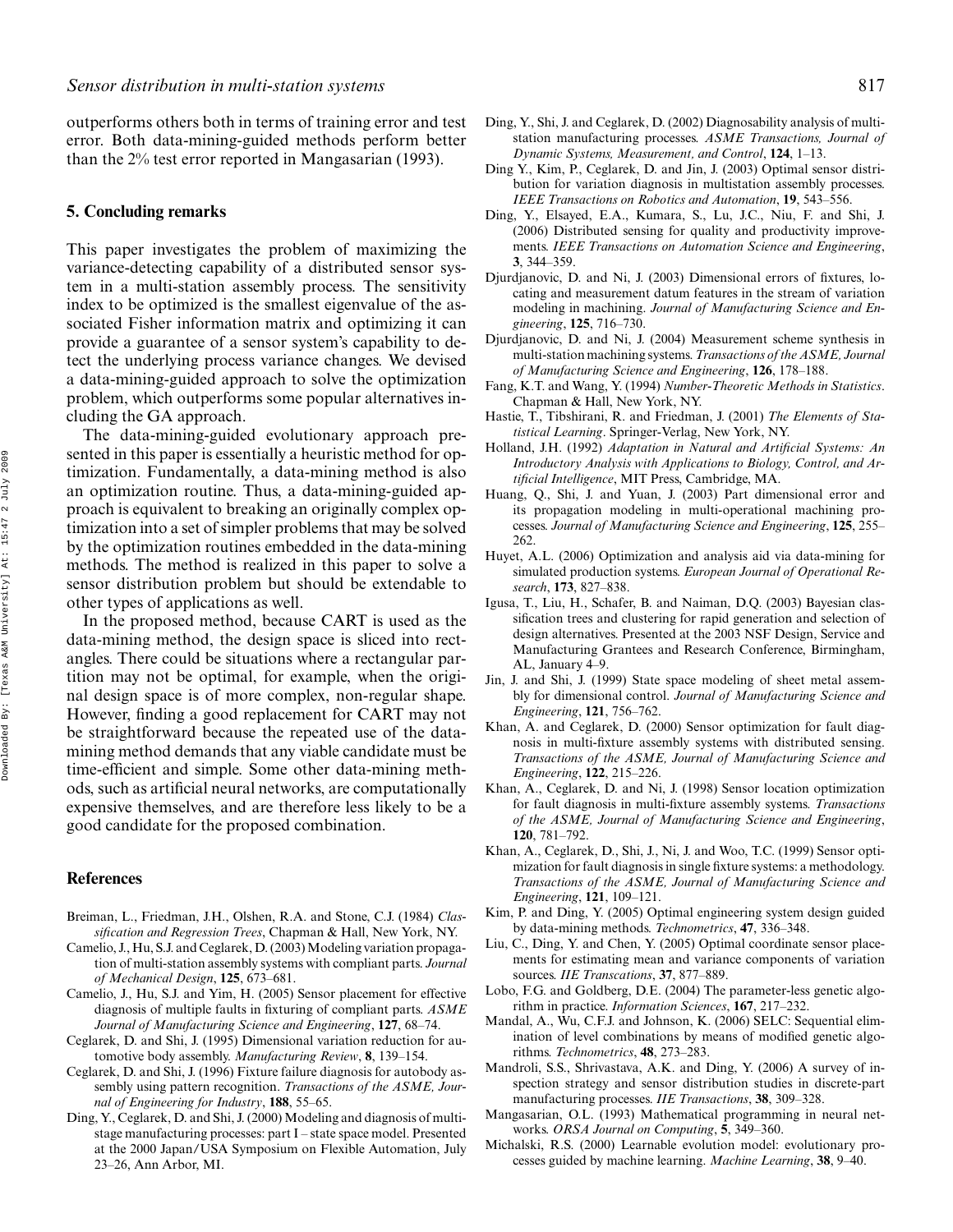outperforms others both in terms of training error and test error. Both data-mining-guided methods perform better than the 2% test error reported in Mangasarian (1993).

## 5. Concluding remarks

This paper investigates the problem of maximizing the variance-detecting capability of a distributed sensor system in a multi-station assembly process. The sensitivity index to be optimized is the smallest eigenvalue of the associated Fisher information matrix and optimizing it can provide a guarantee of a sensor system's capability to detect the underlying process variance changes. We devised a data-mining-guided approach to solve the optimization problem, which outperforms some popular alternatives including the GA approach.

The data-mining-guided evolutionary approach presented in this paper is essentially a heuristic method for optimization. Fundamentally, a data-mining method is also an optimization routine. Thus, a data-mining-guided approach is equivalent to breaking an originally complex optimization into a set of simpler problems that may be solved by the optimization routines embedded in the data-mining methods. The method is realized in this paper to solve a sensor distribution problem but should be extendable to other types of applications as well.

In the proposed method, because CART is used as the data-mining method, the design space is sliced into rectangles. There could be situations where a rectangular partition may not be optimal, for example, when the original design space is of more complex, non-regular shape. However, finding a good replacement for CART may not be straightforward because the repeated use of the data-mining method demands that any viable candidate must be time-efficient and simple. Some other data-mining methods, such as artificial neural networks, are computationally expensive themselves, and are therefore less likely to be a good candidate for the proposed combination.

## References

Breiman, L., Friedman, J.H., Olshen, R.A. and Stone, C.J. (1984) *Classification and Regression Trees*, Chapman & Hall, New York, NY.

Camelio, J., Hu, S.J. and Ceglarek, D. (2003) Modeling variation propagation of multi-station assembly systems with compliant parts. *Journal of Mechanical Design*, **125**, 673–681.

Camelio, J., Hu, S.J. and Yim, H. (2005) Sensor placement for effective diagnosis of multiple faults in fixturing of compliant parts. *ASME Journal of Manufacturing Science and Engineering*, **127**, 68–74.

Ceglarek, D. and Shi, J. (1995) Dimensional variation reduction for automotive body assembly. *Manufacturing Review*, **8**, 139–154.

Ceglarek, D. and Shi, J. (1996) Fixture failure diagnosis for autobody assembly using pattern recognition. *Transactions of the ASME, Journal of Engineering for Industry*, **188**, 55–65.

Ding, Y., Ceglarek, D. and Shi, J. (2000) Modeling and diagnosis of multistage manufacturing processes: part I – state space model. Presented at the 2000 Japan/USA Symposium on Flexible Automation, July 23–26, Ann Arbor, MI.

Ding, Y., Shi, J. and Ceglarek, D. (2002) Diagnosability analysis of multistation manufacturing processes. *ASME Transactions, Journal of Dynamic Systems, Measurement, and Control*, **124**, 1–13.

Ding Y., Kim, P., Ceglarek, D. and Jin, J. (2003) Optimal sensor distribution for variation diagnosis in multistation assembly processes. *IEEE Transactions on Robotics and Automation*, **19**, 543–556.

Ding, Y., Elsayed, E.A., Kumara, S., Lu, J.C., Niu, F. and Shi, J. (2006) Distributed sensing for quality and productivity improvements. *IEEE Transactions on Automation Science and Engineering*, **3**, 344–359.

Djurdjanovic, D. and Ni, J. (2003) Dimensional errors of fixtures, locating and measurement datum features in the stream of variation modeling in machining. *Journal of Manufacturing Science and Engineering*, **125**, 716–730.

Djurdjanovic, D. and Ni, J. (2004) Measurement scheme synthesis in multi-station machining systems. *Transactions of the ASME, Journal of Manufacturing Science and Engineering*, **126**, 178–188.

Fang, K.T. and Wang, Y. (1994) *Number-Theoretic Methods in Statistics*. Chapman & Hall, New York, NY.

Hastie, T., Tibshirani, R. and Friedman, J. (2001) *The Elements of Statistical Learning*. Springer-Verlag, New York, NY.

Holland, J.H. (1992) *Adaptation in Natural and Artificial Systems: An Introductory Analysis with Applications to Biology, Control, and Artificial Intelligence*, MIT Press, Cambridge, MA.

Huang, Q., Shi, J. and Yuan, J. (2003) Part dimensional error and its propagation modeling in multi-operational machining processes. *Journal of Manufacturing Science and Engineering*, **125**, 255–262.

Huyet, A.L. (2006) Optimization and analysis aid via data-mining for simulated production systems. *European Journal of Operational Research*, **173**, 827–838.

Igusa, T., Liu, H., Schafer, B. and Naiman, D.Q. (2003) Bayesian classification trees and clustering for rapid generation and selection of design alternatives. Presented at the 2003 NSF Design, Service and Manufacturing Grantees and Research Conference, Birmingham, AL, January 4–9.

Jin, J. and Shi, J. (1999) State space modeling of sheet metal assembly for dimensional control. *Journal of Manufacturing Science and Engineering*, **121**, 756–762.

Khan, A. and Ceglarek, D. (2000) Sensor optimization for fault diagnosis in multi-fixture assembly systems with distributed sensing. *Transactions of the ASME, Journal of Manufacturing Science and Engineering*, **122**, 215–226.

Khan, A., Ceglarek, D. and Ni, J. (1998) Sensor location optimization for fault diagnosis in multi-fixture assembly systems. *Transactions of the ASME, Journal of Manufacturing Science and Engineering*, **120**, 781–792.

Khan, A., Ceglarek, D., Shi, J., Ni, J. and Woo, T.C. (1999) Sensor optimization for fault diagnosis in single fixture systems: a methodology. *Transactions of the ASME, Journal of Manufacturing Science and Engineering*, **121**, 109–121.

Kim, P. and Ding, Y. (2005) Optimal engineering system design guided by data-mining methods. *Technometrics*, **47**, 336–348.

Liu, C., Ding, Y. and Chen, Y. (2005) Optimal coordinate sensor placements for estimating mean and variance components of variation sources. *IIE Transcations*, **37**, 877–889.

Lobo, F.G. and Goldberg, D.E. (2004) The parameter-less genetic algorithm in practice. *Information Sciences*, **167**, 217–232.

Mandal, A., Wu, C.F.J. and Johnson, K. (2006) SELC: Sequential elimination of level combinations by means of modified genetic algorithms. *Technometrics*, **48**, 273–283.

Mandroli, S.S., Shrivastava, A.K. and Ding, Y. (2006) A survey of inspection strategy and sensor distribution studies in discrete-part manufacturing processes. *IIE Transactions*, **38**, 309–328.

Mangasarian, O.L. (1993) Mathematical programming in neural networks. *ORSA Journal on Computing*, **5**, 349–360.

Michalski, R.S. (2000) Learnable evolution model: evolutionary processes guided by machine learning. *Machine Learning*, **38**, 9–40.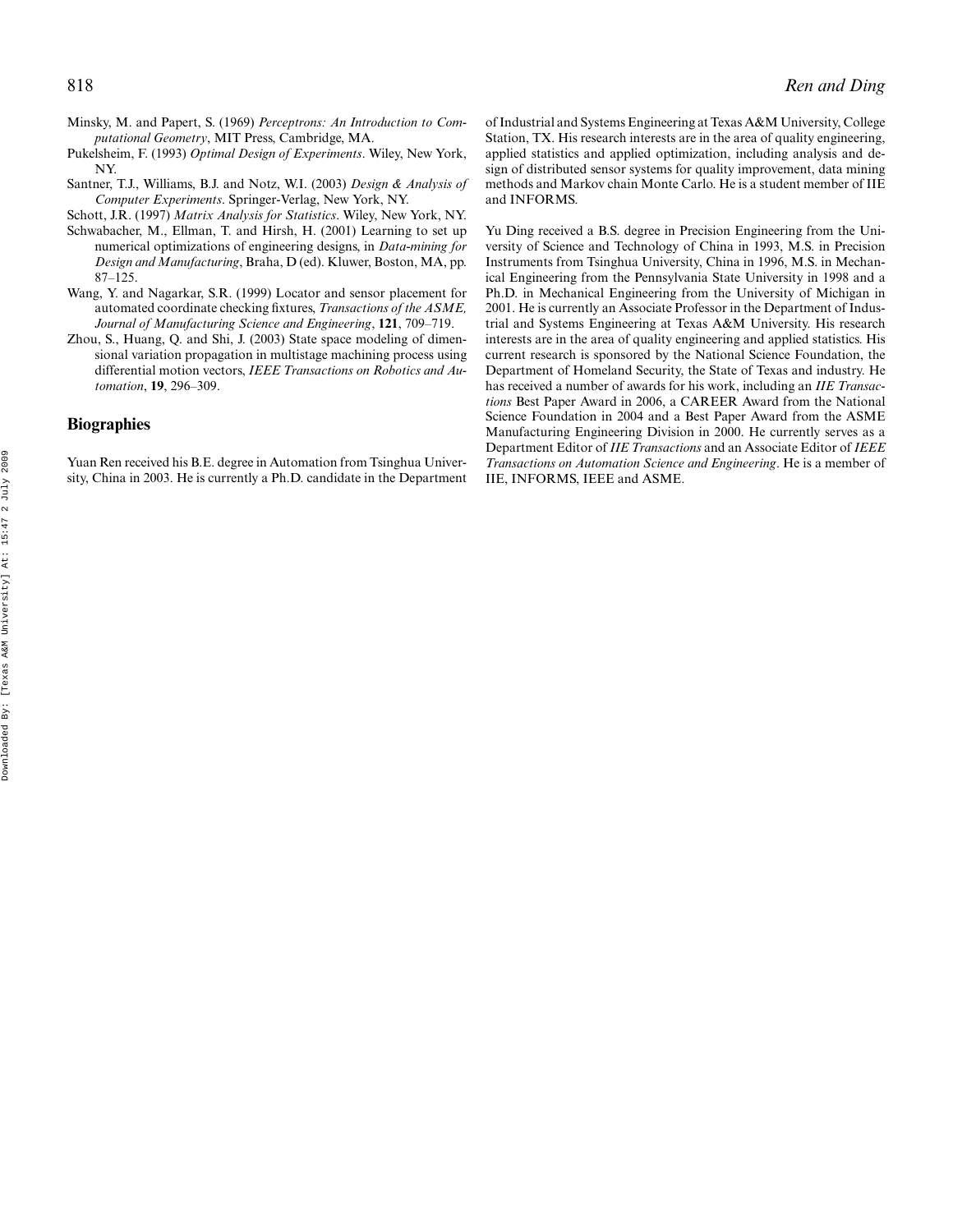Minsky, M. and Papert, S. (1969) *Perceptrons: An Introduction to Computational Geometry*, MIT Press, Cambridge, MA.

Pukelsheim, F. (1993) *Optimal Design of Experiments*. Wiley, New York, NY.

Santner, T.J., Williams, B.J. and Notz, W.I. (2003) *Design & Analysis of Computer Experiments*. Springer-Verlag, New York, NY.

Schott, J.R. (1997) *Matrix Analysis for Statistics*. Wiley, New York, NY.

Schwabacher, M., Ellman, T. and Hirsh, H. (2001) Learning to set up numerical optimizations of engineering designs, in *Data-mining for Design and Manufacturing*, Braha, D (ed). Kluwer, Boston, MA, pp. 87–125.

Wang, Y. and Nagarkar, S.R. (1999) Locator and sensor placement for automated coordinate checking fixtures, *Transactions of the ASME, Journal of Manufacturing Science and Engineering*, **121**, 709–719.

Zhou, S., Huang, Q. and Shi, J. (2003) State space modeling of dimensional variation propagation in multistage machining process using differential motion vectors, *IEEE Transactions on Robotics and Automation*, **19**, 296–309.

## Biographies

Yuan Ren received his B.E. degree in Automation from Tsinghua University, China in 2003. He is currently a Ph.D. candidate in the Department of Industrial and Systems Engineering at Texas A&M University, College Station, TX. His research interests are in the area of quality engineering, applied statistics and applied optimization, including analysis and design of distributed sensor systems for quality improvement, data mining methods and Markov chain Monte Carlo. He is a student member of IIE and INFORMS.

Yu Ding received a B.S. degree in Precision Engineering from the University of Science and Technology of China in 1993, M.S. in Precision Instruments from Tsinghua University, China in 1996, M.S. in Mechanical Engineering from the Pennsylvania State University in 1998 and a Ph.D. in Mechanical Engineering from the University of Michigan in 2001. He is currently an Associate Professor in the Department of Industrial and Systems Engineering at Texas A&M University. His research interests are in the area of quality engineering and applied statistics. His current research is sponsored by the National Science Foundation, the Department of Homeland Security, the State of Texas and industry. He has received a number of awards for his work, including an *IIE Transactions* Best Paper Award in 2006, a CAREER Award from the National Science Foundation in 2004 and a Best Paper Award from the ASME Manufacturing Engineering Division in 2000. He currently serves as a Department Editor of *IIE Transactions* and an Associate Editor of *IEEE Transactions on Automation Science and Engineering*. He is a member of IIE, INFORMS, IEEE and ASME.